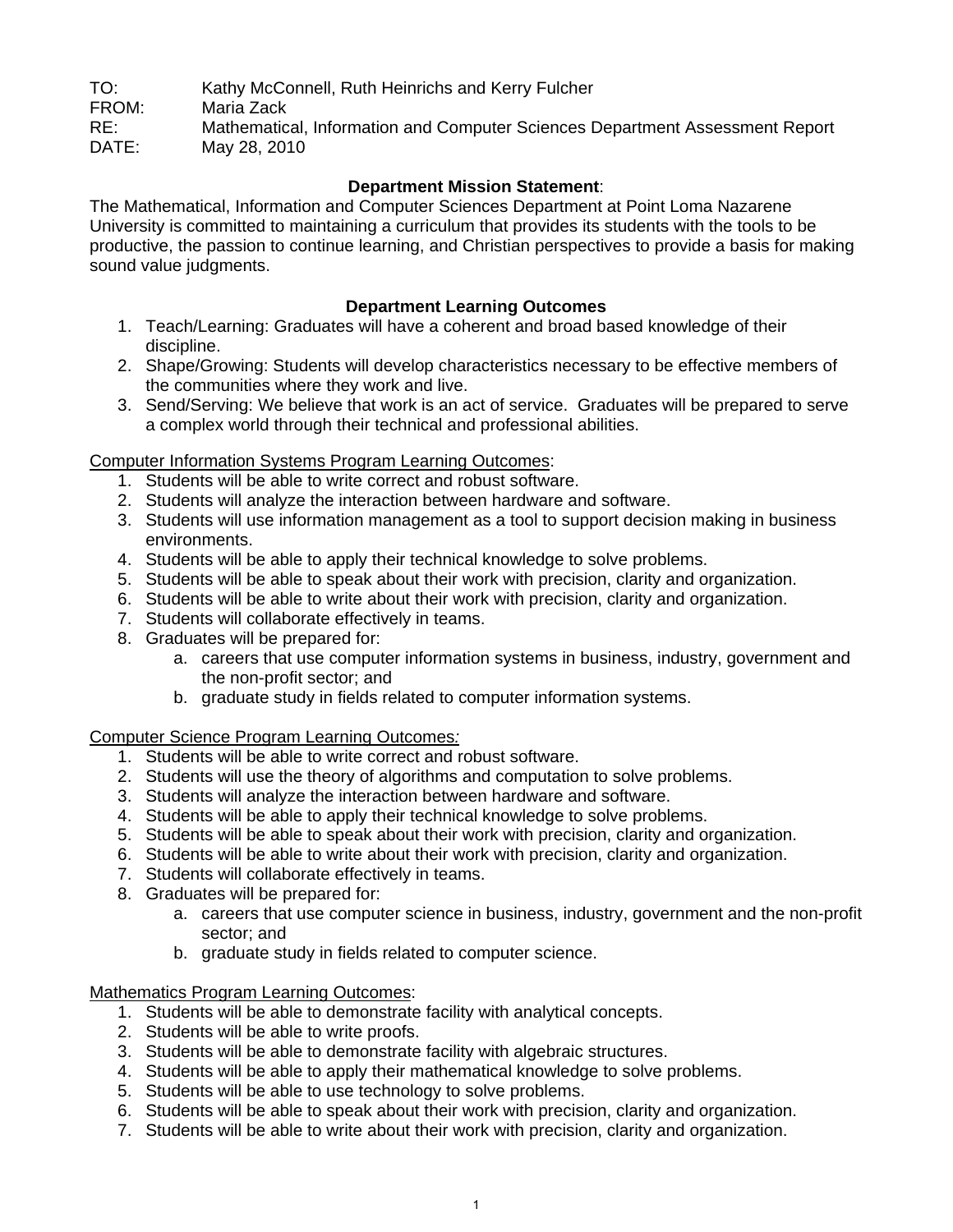TO: Kathy McConnell, Ruth Heinrichs and Kerry Fulcher
FROM: Maria Zack
RE: Mathematical, Information and Computer Sciences Department Assessment Report
DATE: May 28, 2010

**Department Mission Statement**:
The Mathematical, Information and Computer Sciences Department at Point Loma Nazarene University is committed to maintaining a curriculum that provides its students with the tools to be productive, the passion to continue learning, and Christian perspectives to provide a basis for making sound value judgments.

**Department Learning Outcomes**

1. Teach/Learning: Graduates will have a coherent and broad based knowledge of their discipline.
2. Shape/Growing: Students will develop characteristics necessary to be effective members of the communities where they work and live.
3. Send/Serving: We believe that work is an act of service. Graduates will be prepared to serve a complex world through their technical and professional abilities.

Computer Information Systems Program Learning Outcomes:

1. Students will be able to write correct and robust software.
2. Students will analyze the interaction between hardware and software.
3. Students will use information management as a tool to support decision making in business environments.
4. Students will be able to apply their technical knowledge to solve problems.
5. Students will be able to speak about their work with precision, clarity and organization.
6. Students will be able to write about their work with precision, clarity and organization.
7. Students will collaborate effectively in teams.
8. Graduates will be prepared for:
   a. careers that use computer information systems in business, industry, government and the non-profit sector; and
   b. graduate study in fields related to computer information systems.

Computer Science Program Learning Outcomes*:*

1. Students will be able to write correct and robust software.
2. Students will use the theory of algorithms and computation to solve problems.
3. Students will analyze the interaction between hardware and software.
4. Students will be able to apply their technical knowledge to solve problems.
5. Students will be able to speak about their work with precision, clarity and organization.
6. Students will be able to write about their work with precision, clarity and organization.
7. Students will collaborate effectively in teams.
8. Graduates will be prepared for:
   a. careers that use computer science in business, industry, government and the non-profit sector; and
   b. graduate study in fields related to computer science.

Mathematics Program Learning Outcomes:

1. Students will be able to demonstrate facility with analytical concepts.
2. Students will be able to write proofs.
3. Students will be able to demonstrate facility with algebraic structures.
4. Students will be able to apply their mathematical knowledge to solve problems.
5. Students will be able to use technology to solve problems.
6. Students will be able to speak about their work with precision, clarity and organization.
7. Students will be able to write about their work with precision, clarity and organization.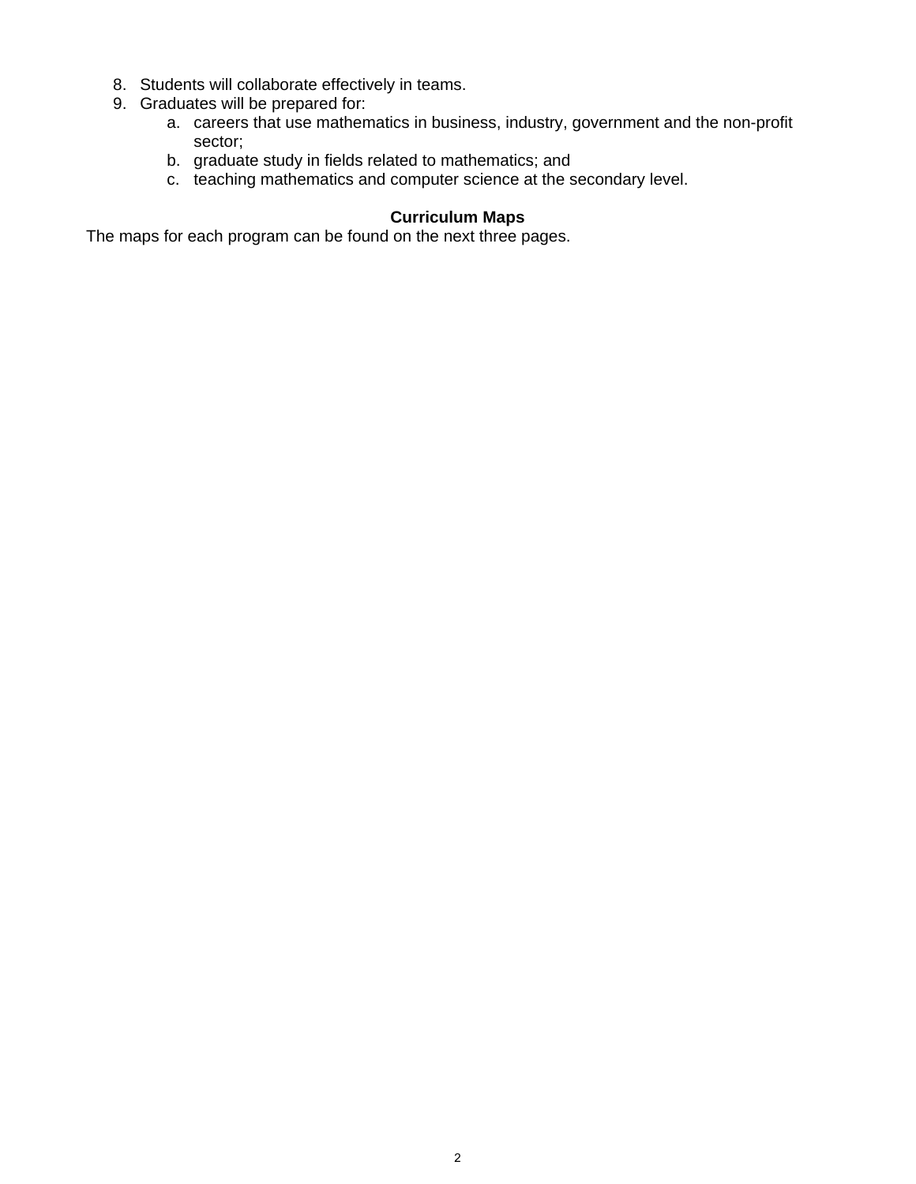8. Students will collaborate effectively in teams.
9. Graduates will be prepared for:
    a. careers that use mathematics in business, industry, government and the non-profit sector;
    b. graduate study in fields related to mathematics; and
    c. teaching mathematics and computer science at the secondary level.

## Curriculum Maps

The maps for each program can be found on the next three pages.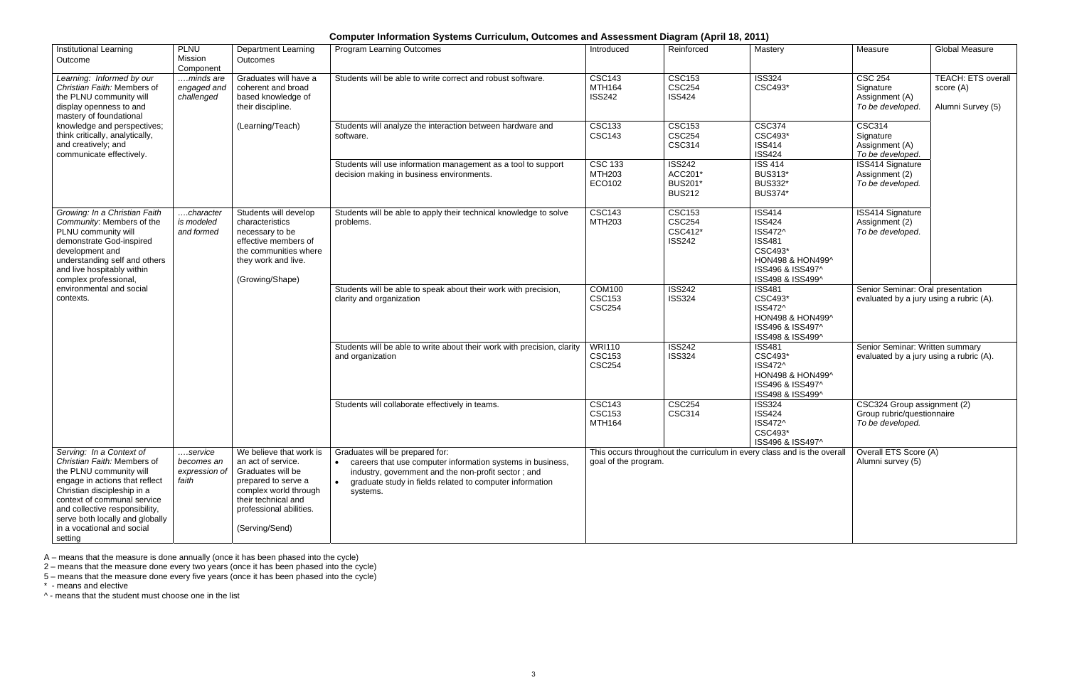# Computer Information Systems Curriculum, Outcomes and Assessment Diagram (April 18, 2011)

| Institutional Learning Outcome | PLNU Mission Component | Department Learning Outcomes | Program Learning Outcomes | Introduced | Reinforced | Mastery | Measure | Global Measure |
|---|---|---|---|---|---|---|---|---|
| *Learning: Informed by our Christian Faith:* Members of the PLNU community will display openness to and mastery of foundational knowledge and perspectives; think critically, analytically, and creatively; and communicate effectively. | *….minds are engaged and challenged* | Graduates will have a coherent and broad based knowledge of their discipline. (Learning/Teach) | Students will be able to write correct and robust software. | CSC143 MTH164 ISS242 | CSC153 CSC254 ISS424 | ISS324 CSC493* | CSC 254 Signature Assignment (A) *To be developed.* | TEACH: ETS overall score (A) Alumni Survey (5) |
| | | | Students will analyze the interaction between hardware and software. | CSC133 CSC143 | CSC153 CSC254 CSC314 | CSC374 CSC493* ISS414 ISS424 | CSC314 Signature Assignment (A) *To be developed.* | |
| | | | Students will use information management as a tool to support decision making in business environments. | CSC 133 MTH203 ECO102 | ISS242 ACC201* BUS201* BUS212 | ISS 414 BUS313* BUS332* BUS374* | ISS414 Signature Assignment (2) *To be developed.* | |
| *Growing: In a Christian Faith Community:* Members of the PLNU community will demonstrate God-inspired development and understanding self and others and live hospitably within complex professional, environmental and social contexts. | *….character is modeled and formed* | Students will develop characteristics necessary to be effective members of the communities where they work and live. (Growing/Shape) | Students will be able to apply their technical knowledge to solve problems. | CSC143 MTH203 | CSC153 CSC254 CSC412* ISS242 | ISS414 ISS424 ISS472^ ISS481 CSC493* HON498 & HON499^ ISS496 & ISS497^ ISS498 & ISS499^ | ISS414 Signature Assignment (2) *To be developed.* | |
| | | | Students will be able to speak about their work with precision, clarity and organization | COM100 CSC153 CSC254 | ISS242 ISS324 | ISS481 CSC493* ISS472^ HON498 & HON499^ ISS496 & ISS497^ ISS498 & ISS499^ | Senior Seminar: Oral presentation evaluated by a jury using a rubric (A). | |
| | | | Students will be able to write about their work with precision, clarity and organization | WRI110 CSC153 CSC254 | ISS242 ISS324 | ISS481 CSC493* ISS472^ HON498 & HON499^ ISS496 & ISS497^ ISS498 & ISS499^ | Senior Seminar: Written summary evaluated by a jury using a rubric (A). | |
| | | | Students will collaborate effectively in teams. | CSC143 CSC153 MTH164 | CSC254 CSC314 | ISS324 ISS424 ISS472^ CSC493* ISS496 & ISS497^ | CSC324 Group assignment (2) Group rubric/questionnaire *To be developed.* | |
| *Serving: In a Context of Christian Faith:* Members of the PLNU community will engage in actions that reflect Christian discipleship in a context of communal service and collective responsibility, serve both locally and globally in a vocational and social setting | *….service becomes an expression of faith* | We believe that work is an act of service. Graduates will be prepared to serve a complex world through their technical and professional abilities. (Serving/Send) | Graduates will be prepared for: • careers that use computer information systems in business, industry, government and the non-profit sector ; and • graduate study in fields related to computer information systems. | This occurs throughout the curriculum in every class and is the overall goal of the program. | | | Overall ETS Score (A) Alumni survey (5) | |

A – means that the measure is done annually (once it has been phased into the cycle)
2 – means that the measure done every two years (once it has been phased into the cycle)
5 – means that the measure done every five years (once it has been phased into the cycle)
\* - means and elective
^ - means that the student must choose one in the list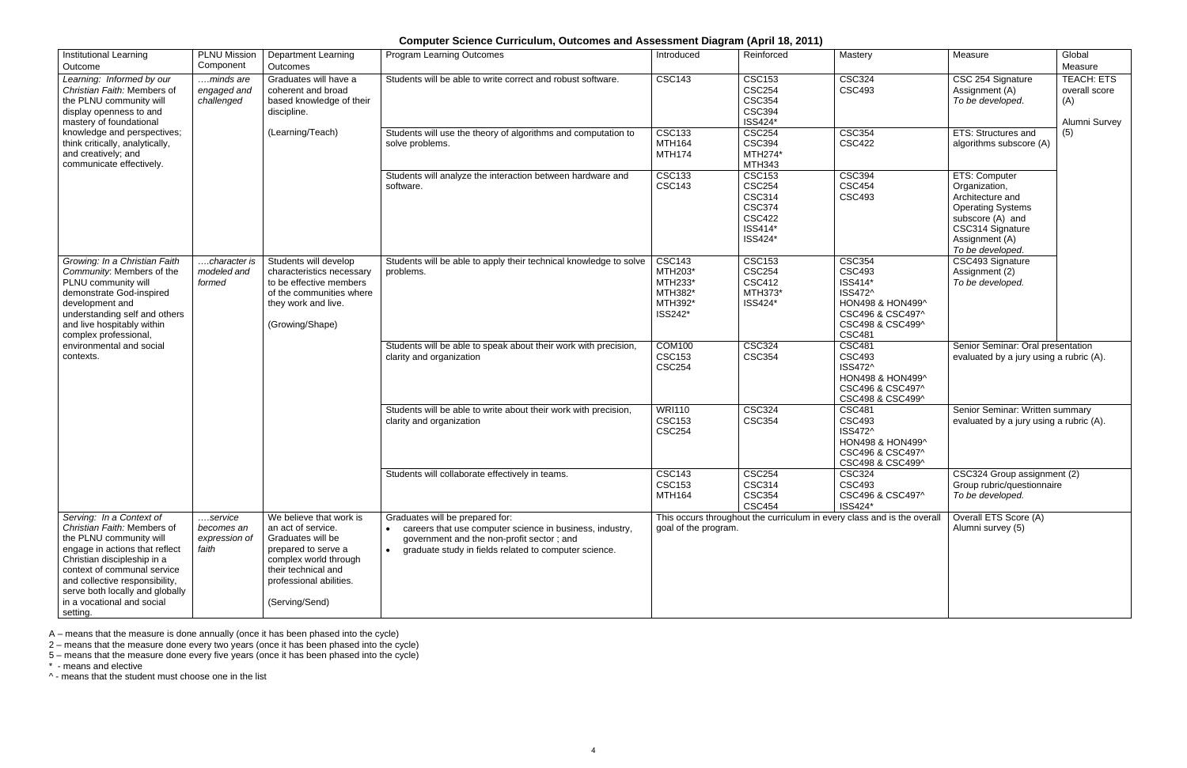# Computer Science Curriculum, Outcomes and Assessment Diagram (April 18, 2011)

| Institutional Learning Outcome | PLNU Mission Component | Department Learning Outcomes | Program Learning Outcomes | Introduced | Reinforced | Mastery | Measure | Global Measure |
|---|---|---|---|---|---|---|---|---|
| *Learning: Informed by our Christian Faith:* Members of the PLNU community will display openness to and mastery of foundational knowledge and perspectives; think critically, analytically, and creatively; and communicate effectively. | *….minds are engaged and challenged* | Graduates will have a coherent and broad based knowledge of their discipline. (Learning/Teach) | Students will be able to write correct and robust software. | CSC143 | CSC153 CSC254 CSC354 CSC394 ISS424* | CSC324 CSC493 | CSC 254 Signature Assignment (A) *To be developed.* | TEACH: ETS overall score (A) Alumni Survey (5) |
| | | | Students will use the theory of algorithms and computation to solve problems. | CSC133 MTH164 MTH174 | CSC254 CSC394 MTH274* MTH343 | CSC354 CSC422 | ETS: Structures and algorithms subscore (A) | |
| | | | Students will analyze the interaction between hardware and software. | CSC133 CSC143 | CSC153 CSC254 CSC314 CSC374 CSC422 ISS414* ISS424* | CSC394 CSC454 CSC493 | ETS: Computer Organization, Architecture and Operating Systems subscore (A) and CSC314 Signature Assignment (A) *To be developed.* | |
| *Growing: In a Christian Faith Community:* Members of the PLNU community will demonstrate God-inspired development and understanding self and others and live hospitably within complex professional, environmental and social contexts. | *….character is modeled and formed* | Students will develop characteristics necessary to be effective members of the communities where they work and live. (Growing/Shape) | Students will be able to apply their technical knowledge to solve problems. | CSC143 MTH203* MTH233* MTH382* MTH392* ISS242* | CSC153 CSC254 CSC412 MTH373* ISS424* | CSC354 CSC493 ISS414* ISS472^ HON498 & HON499^ CSC496 & CSC497^ CSC498 & CSC499^ CSC481 | CSC493 Signature Assignment (2) *To be developed.* | |
| | | | Students will be able to speak about their work with precision, clarity and organization | COM100 CSC153 CSC254 | CSC324 CSC354 | CSC481 CSC493 ISS472^ HON498 & HON499^ CSC496 & CSC497^ CSC498 & CSC499^ | Senior Seminar: Oral presentation evaluated by a jury using a rubric (A). | |
| | | | Students will be able to write about their work with precision, clarity and organization | WRI110 CSC153 CSC254 | CSC324 CSC354 | CSC481 CSC493 ISS472^ HON498 & HON499^ CSC496 & CSC497^ CSC498 & CSC499^ | Senior Seminar: Written summary evaluated by a jury using a rubric (A). | |
| | | | Students will collaborate effectively in teams. | CSC143 CSC153 MTH164 | CSC254 CSC314 CSC354 CSC454 | CSC324 CSC493 CSC496 & CSC497^ ISS424* | CSC324 Group assignment (2) Group rubric/questionnaire *To be developed.* | |
| *Serving: In a Context of Christian Faith:* Members of the PLNU community will engage in actions that reflect Christian discipleship in a context of communal service and collective responsibility, serve both locally and globally in a vocational and social setting. | *….service becomes an expression of faith* | We believe that work is an act of service. Graduates will be prepared to serve a complex world through their technical and professional abilities. (Serving/Send) | Graduates will be prepared for: • careers that use computer science in business, industry, government and the non-profit sector ; and • graduate study in fields related to computer science. | This occurs throughout the curriculum in every class and is the overall goal of the program. | | | Overall ETS Score (A) Alumni survey (5) | |

A – means that the measure is done annually (once it has been phased into the cycle)
2 – means that the measure done every two years (once it has been phased into the cycle)
5 – means that the measure done every five years (once it has been phased into the cycle)
\* - means and elective
^ - means that the student must choose one in the list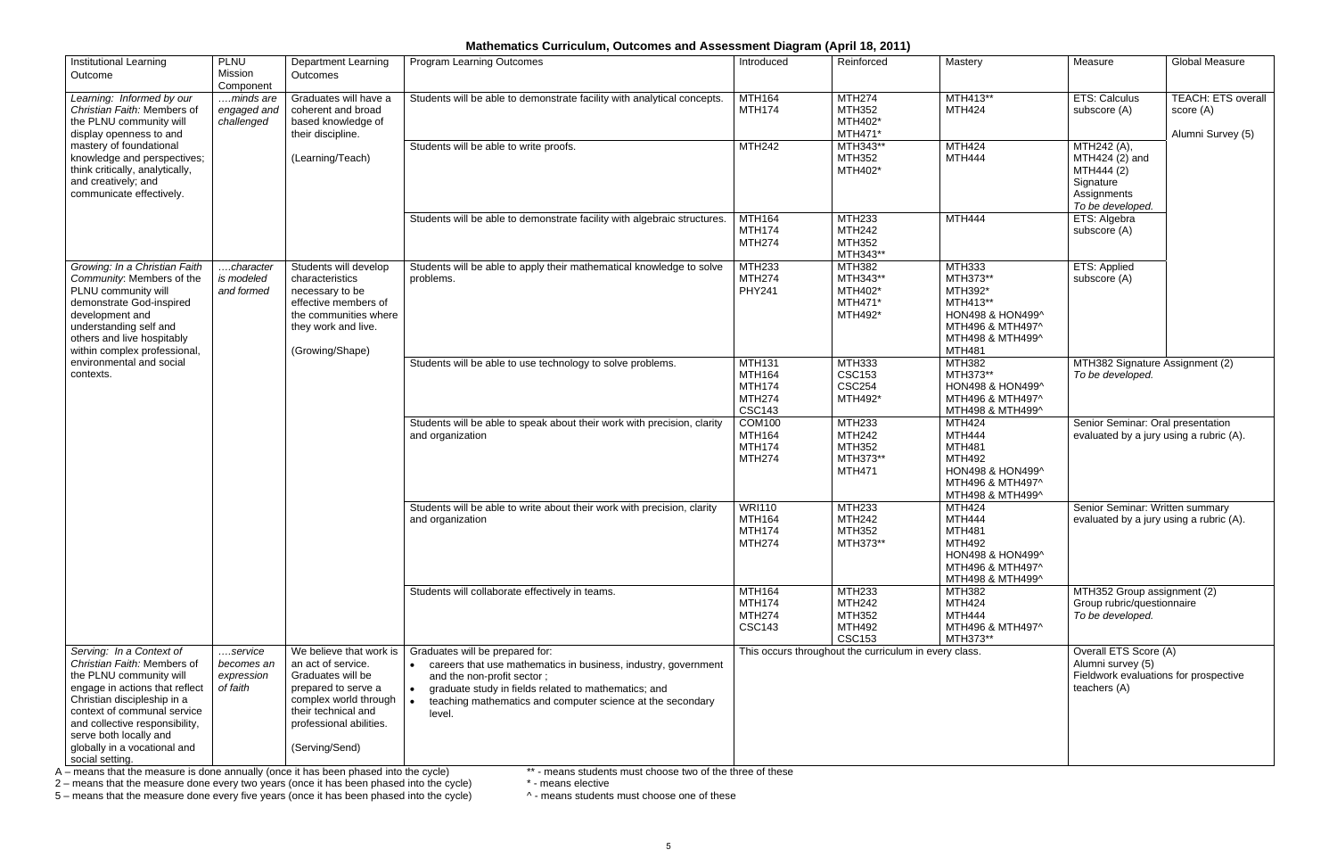# Mathematics Curriculum, Outcomes and Assessment Diagram (April 18, 2011)

| Institutional Learning Outcome | PLNU Mission Component | Department Learning Outcomes | Program Learning Outcomes | Introduced | Reinforced | Mastery | Measure | Global Measure |
|---|---|---|---|---|---|---|---|---|
| *Learning: Informed by our Christian Faith:* Members of the PLNU community will display openness to and mastery of foundational knowledge and perspectives; think critically, analytically, and creatively; and communicate effectively. | *….minds are engaged and challenged* | Graduates will have a coherent and broad based knowledge of their discipline. (Learning/Teach) | Students will be able to demonstrate facility with analytical concepts. | MTH164<br>MTH174 | MTH274<br>MTH352<br>MTH402*<br>MTH471* | MTH413**<br>MTH424 | ETS: Calculus subscore (A) | TEACH: ETS overall score (A)<br><br>Alumni Survey (5) |
| | | | Students will be able to write proofs. | MTH242 | MTH343**<br>MTH352<br>MTH402* | MTH424<br>MTH444 | MTH242 (A), MTH424 (2) and MTH444 (2) Signature Assignments *To be developed.* | |
| | | | Students will be able to demonstrate facility with algebraic structures. | MTH164<br>MTH174<br>MTH274 | MTH233<br>MTH242<br>MTH352<br>MTH343** | MTH444 | ETS: Algebra subscore (A) | |
| *Growing: In a Christian Faith Community:* Members of the PLNU community will demonstrate God-inspired development and understanding self and others and live hospitably within complex professional, environmental and social contexts. | *….character is modeled and formed* | Students will develop characteristics necessary to be effective members of the communities where they work and live. (Growing/Shape) | Students will be able to apply their mathematical knowledge to solve problems. | MTH233<br>MTH274<br>PHY241 | MTH382<br>MTH343**<br>MTH402*<br>MTH471*<br>MTH492* | MTH333<br>MTH373**<br>MTH392*<br>MTH413**<br>HON498 & HON499^<br>MTH496 & MTH497^<br>MTH498 & MTH499^<br>MTH481 | ETS: Applied subscore (A) | |
| | | | Students will be able to use technology to solve problems. | MTH131<br>MTH164<br>MTH174<br>MTH274<br>CSC143 | MTH333<br>CSC153<br>CSC254<br>MTH492* | MTH382<br>MTH373**<br>HON498 & HON499^<br>MTH496 & MTH497^<br>MTH498 & MTH499^ | MTH382 Signature Assignment (2) *To be developed.* | |
| | | | Students will be able to speak about their work with precision, clarity and organization | COM100<br>MTH164<br>MTH174<br>MTH274 | MTH233<br>MTH242<br>MTH352<br>MTH373**<br>MTH471 | MTH424<br>MTH444<br>MTH481<br>MTH492<br>HON498 & HON499^<br>MTH496 & MTH497^<br>MTH498 & MTH499^ | Senior Seminar: Oral presentation evaluated by a jury using a rubric (A). | |
| | | | Students will be able to write about their work with precision, clarity and organization | WRI110<br>MTH164<br>MTH174<br>MTH274 | MTH233<br>MTH242<br>MTH352<br>MTH373** | MTH424<br>MTH444<br>MTH481<br>MTH492<br>HON498 & HON499^<br>MTH496 & MTH497^<br>MTH498 & MTH499^ | Senior Seminar: Written summary evaluated by a jury using a rubric (A). | |
| | | | Students will collaborate effectively in teams. | MTH164<br>MTH174<br>MTH274<br>CSC143 | MTH233<br>MTH242<br>MTH352<br>MTH492<br>CSC153 | MTH382<br>MTH424<br>MTH444<br>MTH496 & MTH497^<br>MTH373** | MTH352 Group assignment (2) Group rubric/questionnaire *To be developed.* | |
| *Serving: In a Context of Christian Faith:* Members of the PLNU community will engage in actions that reflect Christian discipleship in a context of communal service and collective responsibility, serve both locally and globally in a vocational and social setting. | *….service becomes an expression of faith* | We believe that work is an act of service. Graduates will be prepared to serve a complex world through their technical and professional abilities. (Serving/Send) | Graduates will be prepared for:<br>• careers that use mathematics in business, industry, government and the non-profit sector ;<br>• graduate study in fields related to mathematics; and<br>• teaching mathematics and computer science at the secondary level. | This occurs throughout the curriculum in every class. | | | Overall ETS Score (A)<br>Alumni survey (5)<br>Fieldwork evaluations for prospective teachers (A) | |

A – means that the measure is done annually (once it has been phased into the cycle)
2 – means that the measure done every two years (once it has been phased into the cycle)
5 – means that the measure done every five years (once it has been phased into the cycle)

** - means students must choose two of the three of these
* - means elective
^ - means students must choose one of these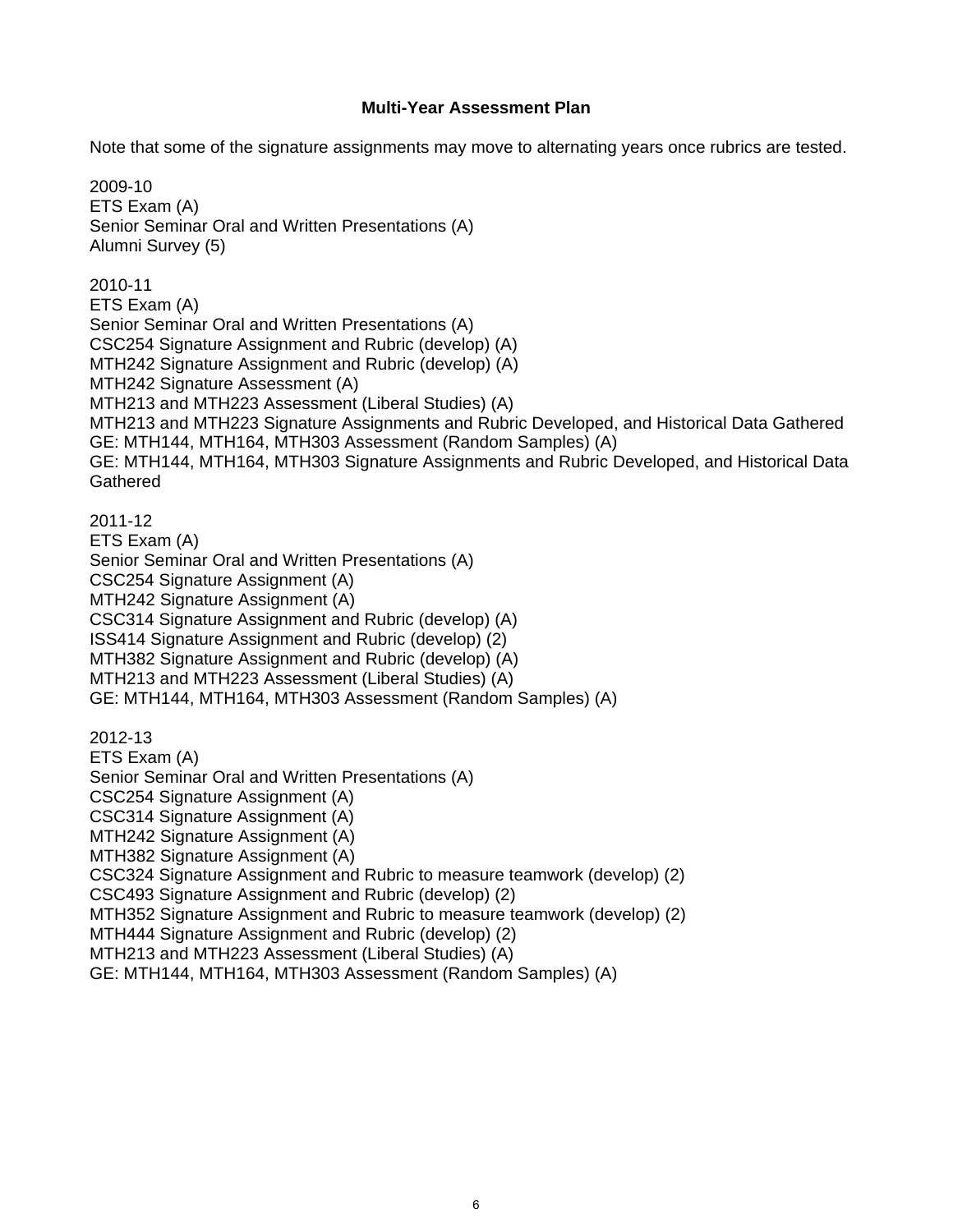## Multi-Year Assessment Plan

Note that some of the signature assignments may move to alternating years once rubrics are tested.

2009-10
ETS Exam (A)
Senior Seminar Oral and Written Presentations (A)
Alumni Survey (5)

2010-11
ETS Exam (A)
Senior Seminar Oral and Written Presentations (A)
CSC254 Signature Assignment and Rubric (develop) (A)
MTH242 Signature Assignment and Rubric (develop) (A)
MTH242 Signature Assessment (A)
MTH213 and MTH223 Assessment (Liberal Studies) (A)
MTH213 and MTH223 Signature Assignments and Rubric Developed, and Historical Data Gathered
GE: MTH144, MTH164, MTH303 Assessment (Random Samples) (A)
GE: MTH144, MTH164, MTH303 Signature Assignments and Rubric Developed, and Historical Data Gathered

2011-12
ETS Exam (A)
Senior Seminar Oral and Written Presentations (A)
CSC254 Signature Assignment (A)
MTH242 Signature Assignment (A)
CSC314 Signature Assignment and Rubric (develop) (A)
ISS414 Signature Assignment and Rubric (develop) (2)
MTH382 Signature Assignment and Rubric (develop) (A)
MTH213 and MTH223 Assessment (Liberal Studies) (A)
GE: MTH144, MTH164, MTH303 Assessment (Random Samples) (A)

2012-13
ETS Exam (A)
Senior Seminar Oral and Written Presentations (A)
CSC254 Signature Assignment (A)
CSC314 Signature Assignment (A)
MTH242 Signature Assignment (A)
MTH382 Signature Assignment (A)
CSC324 Signature Assignment and Rubric to measure teamwork (develop) (2)
CSC493 Signature Assignment and Rubric (develop) (2)
MTH352 Signature Assignment and Rubric to measure teamwork (develop) (2)
MTH444 Signature Assignment and Rubric (develop) (2)
MTH213 and MTH223 Assessment (Liberal Studies) (A)
GE: MTH144, MTH164, MTH303 Assessment (Random Samples) (A)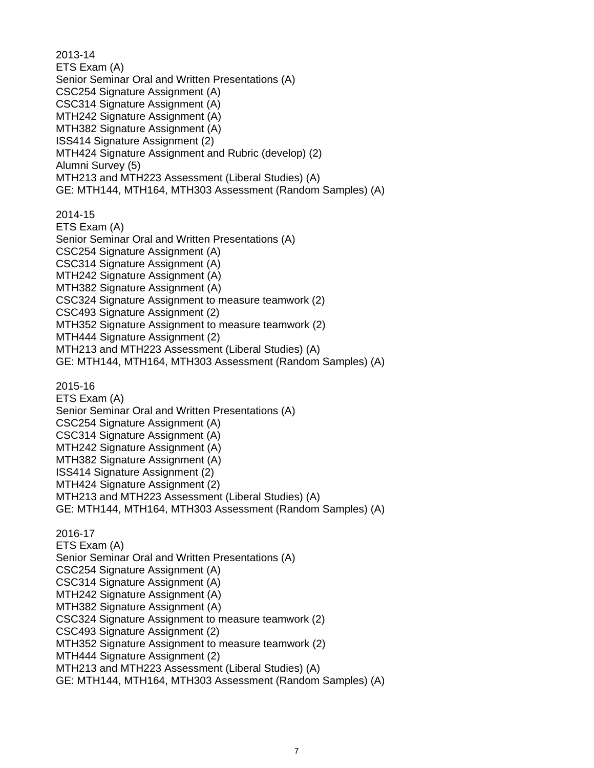2013-14
ETS Exam (A)
Senior Seminar Oral and Written Presentations (A)
CSC254 Signature Assignment (A)
CSC314 Signature Assignment (A)
MTH242 Signature Assignment (A)
MTH382 Signature Assignment (A)
ISS414 Signature Assignment (2)
MTH424 Signature Assignment and Rubric (develop) (2)
Alumni Survey (5)
MTH213 and MTH223 Assessment (Liberal Studies) (A)
GE: MTH144, MTH164, MTH303 Assessment (Random Samples) (A)

2014-15
ETS Exam (A)
Senior Seminar Oral and Written Presentations (A)
CSC254 Signature Assignment (A)
CSC314 Signature Assignment (A)
MTH242 Signature Assignment (A)
MTH382 Signature Assignment (A)
CSC324 Signature Assignment to measure teamwork (2)
CSC493 Signature Assignment (2)
MTH352 Signature Assignment to measure teamwork (2)
MTH444 Signature Assignment (2)
MTH213 and MTH223 Assessment (Liberal Studies) (A)
GE: MTH144, MTH164, MTH303 Assessment (Random Samples) (A)

2015-16
ETS Exam (A)
Senior Seminar Oral and Written Presentations (A)
CSC254 Signature Assignment (A)
CSC314 Signature Assignment (A)
MTH242 Signature Assignment (A)
MTH382 Signature Assignment (A)
ISS414 Signature Assignment (2)
MTH424 Signature Assignment (2)
MTH213 and MTH223 Assessment (Liberal Studies) (A)
GE: MTH144, MTH164, MTH303 Assessment (Random Samples) (A)

2016-17
ETS Exam (A)
Senior Seminar Oral and Written Presentations (A)
CSC254 Signature Assignment (A)
CSC314 Signature Assignment (A)
MTH242 Signature Assignment (A)
MTH382 Signature Assignment (A)
CSC324 Signature Assignment to measure teamwork (2)
CSC493 Signature Assignment (2)
MTH352 Signature Assignment to measure teamwork (2)
MTH444 Signature Assignment (2)
MTH213 and MTH223 Assessment (Liberal Studies) (A)
GE: MTH144, MTH164, MTH303 Assessment (Random Samples) (A)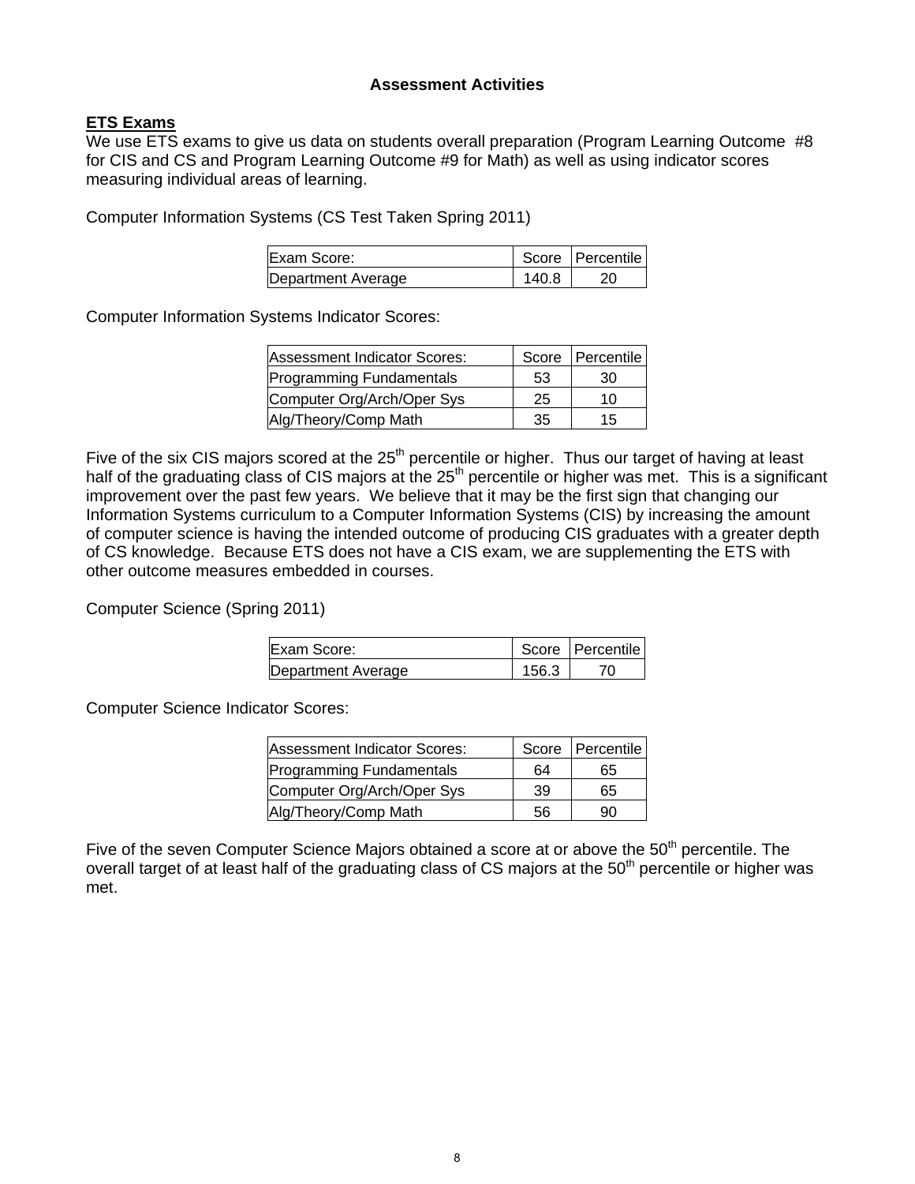## Assessment Activities

**ETS Exams**

We use ETS exams to give us data on students overall preparation (Program Learning Outcome #8 for CIS and CS and Program Learning Outcome #9 for Math) as well as using indicator scores measuring individual areas of learning.

Computer Information Systems (CS Test Taken Spring 2011)

| Exam Score: | Score | Percentile |
|---|---|---|
| Department Average | 140.8 | 20 |

Computer Information Systems Indicator Scores:

| Assessment Indicator Scores: | Score | Percentile |
|---|---|---|
| Programming Fundamentals | 53 | 30 |
| Computer Org/Arch/Oper Sys | 25 | 10 |
| Alg/Theory/Comp Math | 35 | 15 |

Five of the six CIS majors scored at the 25th percentile or higher. Thus our target of having at least half of the graduating class of CIS majors at the 25th percentile or higher was met. This is a significant improvement over the past few years. We believe that it may be the first sign that changing our Information Systems curriculum to a Computer Information Systems (CIS) by increasing the amount of computer science is having the intended outcome of producing CIS graduates with a greater depth of CS knowledge. Because ETS does not have a CIS exam, we are supplementing the ETS with other outcome measures embedded in courses.

Computer Science (Spring 2011)

| Exam Score: | Score | Percentile |
|---|---|---|
| Department Average | 156.3 | 70 |

Computer Science Indicator Scores:

| Assessment Indicator Scores: | Score | Percentile |
|---|---|---|
| Programming Fundamentals | 64 | 65 |
| Computer Org/Arch/Oper Sys | 39 | 65 |
| Alg/Theory/Comp Math | 56 | 90 |

Five of the seven Computer Science Majors obtained a score at or above the 50th percentile. The overall target of at least half of the graduating class of CS majors at the 50th percentile or higher was met.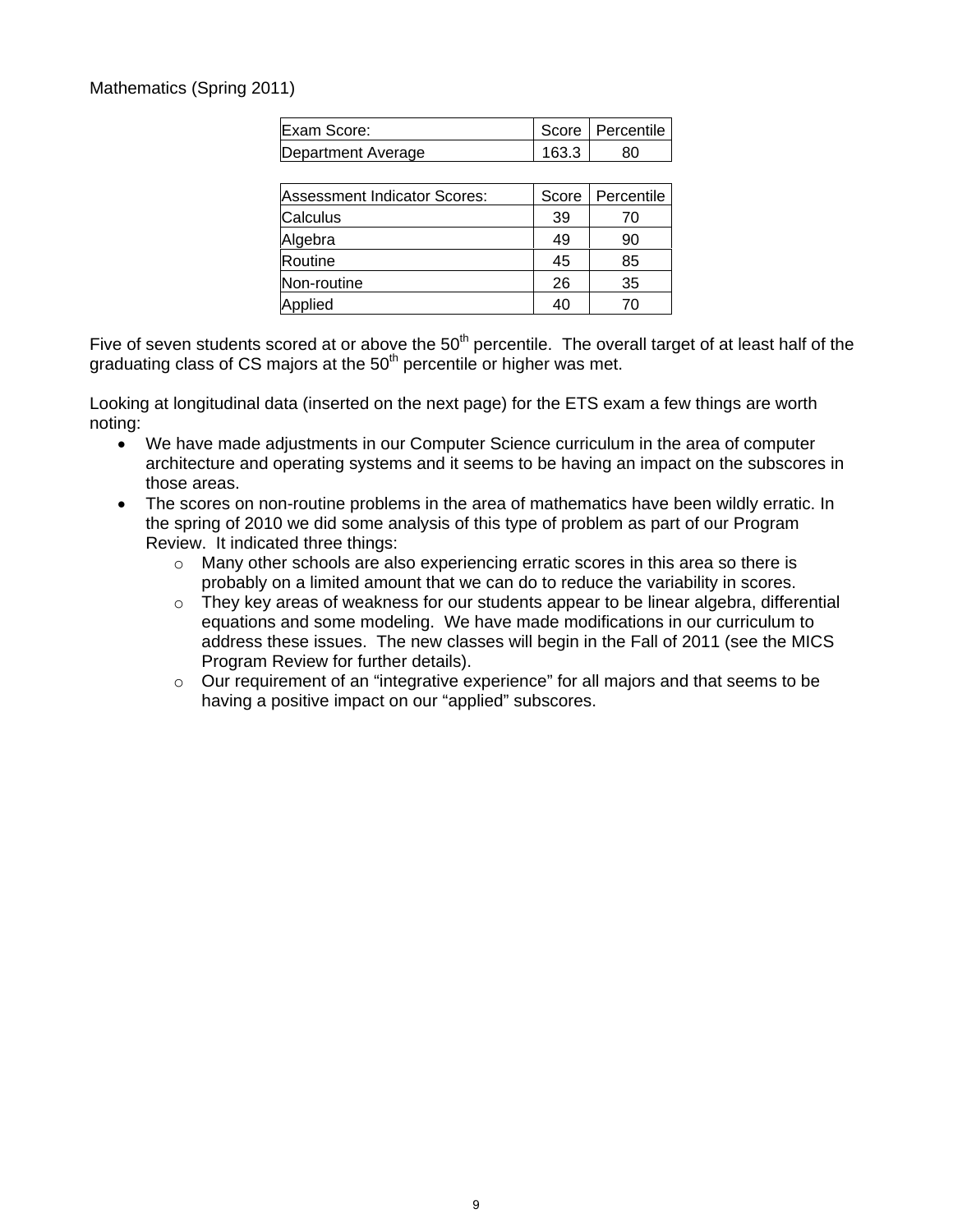Mathematics (Spring 2011)

| Exam Score: | Score | Percentile |
|---|---|---|
| Department Average | 163.3 | 80 |

| Assessment Indicator Scores: | Score | Percentile |
|---|---|---|
| Calculus | 39 | 70 |
| Algebra | 49 | 90 |
| Routine | 45 | 85 |
| Non-routine | 26 | 35 |
| Applied | 40 | 70 |

Five of seven students scored at or above the 50$^{th}$ percentile. The overall target of at least half of the graduating class of CS majors at the 50$^{th}$ percentile or higher was met.

Looking at longitudinal data (inserted on the next page) for the ETS exam a few things are worth noting:

- We have made adjustments in our Computer Science curriculum in the area of computer architecture and operating systems and it seems to be having an impact on the subscores in those areas.
- The scores on non-routine problems in the area of mathematics have been wildly erratic. In the spring of 2010 we did some analysis of this type of problem as part of our Program Review. It indicated three things:
  - Many other schools are also experiencing erratic scores in this area so there is probably on a limited amount that we can do to reduce the variability in scores.
  - They key areas of weakness for our students appear to be linear algebra, differential equations and some modeling. We have made modifications in our curriculum to address these issues. The new classes will begin in the Fall of 2011 (see the MICS Program Review for further details).
  - Our requirement of an "integrative experience" for all majors and that seems to be having a positive impact on our "applied" subscores.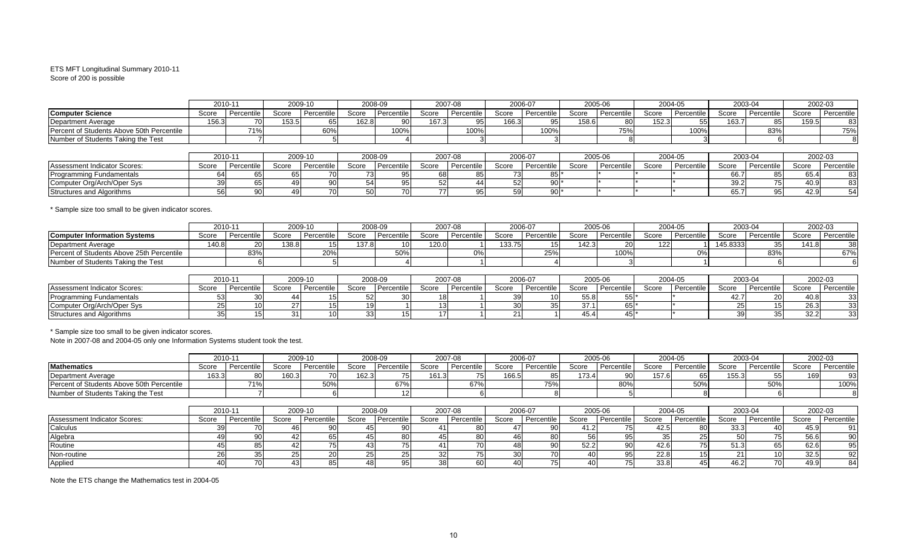ETS MFT Longitudinal Summary 2010-11
Score of 200 is possible

| | 2010-11 | | 2009-10 | | 2008-09 | | 2007-08 | | 2006-07 | | 2005-06 | | 2004-05 | | 2003-04 | | 2002-03 | |
|---|---|---|---|---|---|---|---|---|---|---|---|---|---|---|---|---|---|---|
| **Computer Science** | Score | Percentile | Score | Percentile | Score | Percentile | Score | Percentile | Score | Percentile | Score | Percentile | Score | Percentile | Score | Percentile | Score | Percentile |
| Department Average | 156.3 | 70 | 153.5 | 65 | 162.8 | 90 | 167.3 | 95 | 166.3 | 95 | 158.6 | 80 | 152.3 | 55 | 163.7 | 85 | 159.5 | 83 |
| Percent of Students Above 50th Percentile | | 71% | | 60% | | 100% | | 100% | | 100% | | 75% | | 100% | | 83% | | 75% |
| Number of Students Taking the Test | | 7 | | 5 | | 4 | | 3 | | 3 | | 8 | | 3 | | 6 | | 8 |

| | 2010-11 | | 2009-10 | | 2008-09 | | 2007-08 | | 2006-07 | | 2005-06 | | 2004-05 | | 2003-04 | | 2002-03 | |
|---|---|---|---|---|---|---|---|---|---|---|---|---|---|---|---|---|---|---|
| Assessment Indicator Scores: | Score | Percentile | Score | Percentile | Score | Percentile | Score | Percentile | Score | Percentile | Score | Percentile | Score | Percentile | Score | Percentile | Score | Percentile |
| Programming Fundamentals | 64 | 65 | 65 | 70 | 73 | 95 | 68 | 85 | 73 | 85 | * | * | * | * | 66.7 | 85 | 65.4 | 83 |
| Computer Org/Arch/Oper Sys | 39 | 65 | 49 | 90 | 54 | 95 | 52 | 44 | 52 | 90 | * | * | * | * | 39.2 | 75 | 40.9 | 83 |
| Structures and Algorithms | 56 | 90 | 49 | 70 | 50 | 70 | 77 | 95 | 59 | 90 | * | * | * | * | 65.7 | 95 | 42.9 | 54 |

* Sample size too small to be given indicator scores.

| | 2010-11 | | 2009-10 | | 2008-09 | | 2007-08 | | 2006-07 | | 2005-06 | | 2004-05 | | 2003-04 | | 2002-03 | |
|---|---|---|---|---|---|---|---|---|---|---|---|---|---|---|---|---|---|---|
| **Computer Information Systems** | Score | Percentile | Score | Percentile | Score | Percentile | Score | Percentile | Score | Percentile | Score | Percentile | Score | Percentile | Score | Percentile | Score | Percentile |
| Department Average | 140.8 | 20 | 138.8 | 15 | 137.8 | 10 | 120.0 | 1 | 133.75 | 15 | 142.3 | 20 | 122 | 1 | 145.8333 | 35 | 141.8 | 38 |
| Percent of Students Above 25th Percentile | | 83% | | 20% | | 50% | | 0% | | 25% | | 100% | | 0% | | 83% | | 67% |
| Number of Students Taking the Test | | 6 | | 5 | | 4 | | 1 | | 4 | | 3 | | 1 | | 6 | | 6 |

| | 2010-11 | | 2009-10 | | 2008-09 | | 2007-08 | | 2006-07 | | 2005-06 | | 2004-05 | | 2003-04 | | 2002-03 | |
|---|---|---|---|---|---|---|---|---|---|---|---|---|---|---|---|---|---|---|
| Assessment Indicator Scores: | Score | Percentile | Score | Percentile | Score | Percentile | Score | Percentile | Score | Percentile | Score | Percentile | Score | Percentile | Score | Percentile | Score | Percentile |
| Programming Fundamentals | 53 | 30 | 44 | 15 | 52 | 30 | 18 | 1 | 39 | 10 | 55.8 | 55 | * | * | 42.7 | 20 | 40.8 | 33 |
| Computer Org/Arch/Oper Sys | 25 | 10 | 27 | 15 | 19 | 1 | 13 | 1 | 30 | 35 | 37.1 | 65 | * | * | 25 | 15 | 26.3 | 33 |
| Structures and Algorithms | 35 | 15 | 31 | 10 | 33 | 15 | 17 | 1 | 21 | 1 | 45.4 | 45 | * | * | 39 | 35 | 32.2 | 33 |

* Sample size too small to be given indicator scores.
Note in 2007-08 and 2004-05 only one Information Systems student took the test.

| | 2010-11 | | 2009-10 | | 2008-09 | | 2007-08 | | 2006-07 | | 2005-06 | | 2004-05 | | 2003-04 | | 2002-03 | |
|---|---|---|---|---|---|---|---|---|---|---|---|---|---|---|---|---|---|---|
| **Mathematics** | Score | Percentile | Score | Percentile | Score | Percentile | Score | Percentile | Score | Percentile | Score | Percentile | Score | Percentile | Score | Percentile | Score | Percentile |
| Department Average | 163.3 | 80 | 160.3 | 70 | 162.3 | 75 | 161.3 | 75 | 166.5 | 85 | 173.4 | 90 | 157.6 | 65 | 155.3 | 55 | 169 | 93 |
| Percent of Students Above 50th Percentile | | 71% | | 50% | | 67% | | 67% | | 75% | | 80% | | 50% | | 50% | | 100% |
| Number of Students Taking the Test | | 7 | | 6 | | 12 | | 6 | | 8 | | 5 | | 8 | | 6 | | 8 |

| | 2010-11 | | 2009-10 | | 2008-09 | | 2007-08 | | 2006-07 | | 2005-06 | | 2004-05 | | 2003-04 | | 2002-03 | |
|---|---|---|---|---|---|---|---|---|---|---|---|---|---|---|---|---|---|---|
| Assessment Indicator Scores: | Score | Percentile | Score | Percentile | Score | Percentile | Score | Percentile | Score | Percentile | Score | Percentile | Score | Percentile | Score | Percentile | Score | Percentile |
| Calculus | 39 | 70 | 46 | 90 | 45 | 90 | 41 | 80 | 47 | 90 | 41.2 | 75 | 42.5 | 80 | 33.3 | 40 | 45.9 | 91 |
| Algebra | 49 | 90 | 42 | 65 | 45 | 80 | 45 | 80 | 46 | 80 | 56 | 95 | 35 | 25 | 50 | 75 | 56.6 | 90 |
| Routine | 45 | 85 | 42 | 75 | 43 | 75 | 41 | 70 | 48 | 90 | 52.2 | 90 | 42.6 | 75 | 51.3 | 65 | 62.6 | 95 |
| Non-routine | 26 | 35 | 25 | 20 | 25 | 25 | 32 | 75 | 30 | 70 | 40 | 95 | 22.8 | 15 | 21 | 10 | 32.5 | 92 |
| Applied | 40 | 70 | 43 | 85 | 48 | 95 | 38 | 60 | 40 | 75 | 40 | 75 | 33.8 | 45 | 46.2 | 70 | 49.9 | 84 |

Note the ETS change the Mathematics test in 2004-05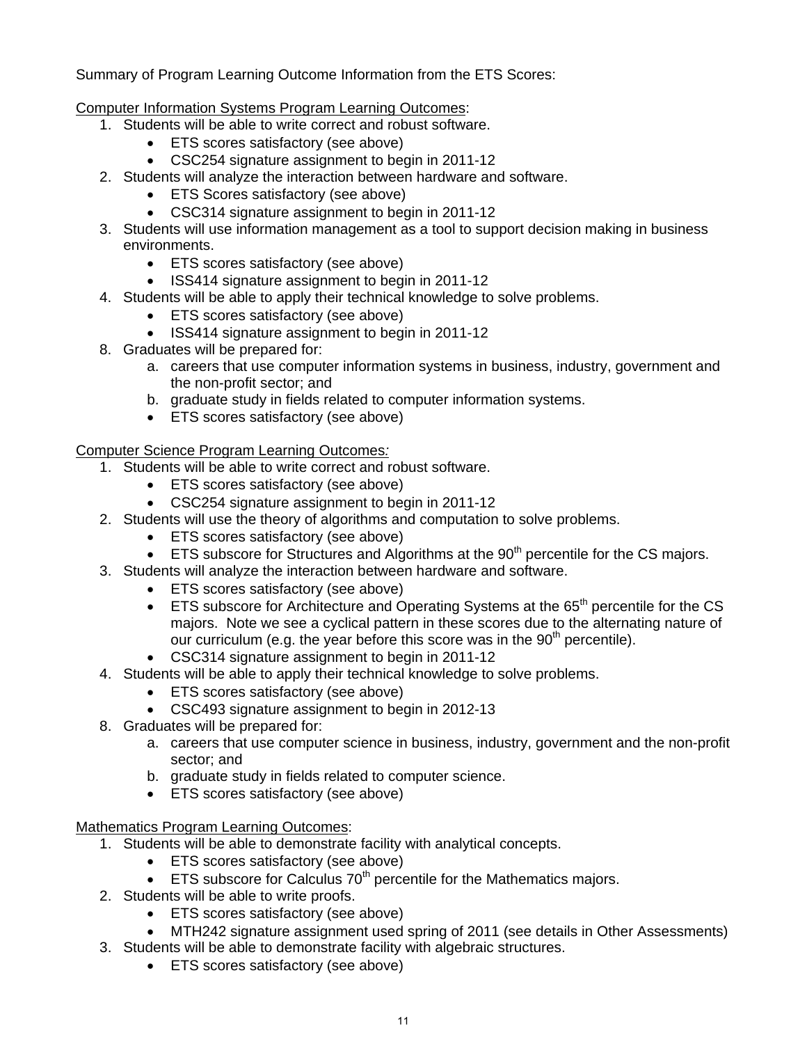Summary of Program Learning Outcome Information from the ETS Scores:

Computer Information Systems Program Learning Outcomes:

1. Students will be able to write correct and robust software.
   - ETS scores satisfactory (see above)
   - CSC254 signature assignment to begin in 2011-12
2. Students will analyze the interaction between hardware and software.
   - ETS Scores satisfactory (see above)
   - CSC314 signature assignment to begin in 2011-12
3. Students will use information management as a tool to support decision making in business environments.
   - ETS scores satisfactory (see above)
   - ISS414 signature assignment to begin in 2011-12
4. Students will be able to apply their technical knowledge to solve problems.
   - ETS scores satisfactory (see above)
   - ISS414 signature assignment to begin in 2011-12

8. Graduates will be prepared for:
   a. careers that use computer information systems in business, industry, government and the non-profit sector; and
   b. graduate study in fields related to computer information systems.
   - ETS scores satisfactory (see above)

Computer Science Program Learning Outcomes*:*

1. Students will be able to write correct and robust software.
   - ETS scores satisfactory (see above)
   - CSC254 signature assignment to begin in 2011-12
2. Students will use the theory of algorithms and computation to solve problems.
   - ETS scores satisfactory (see above)
   - ETS subscore for Structures and Algorithms at the 90th percentile for the CS majors.
3. Students will analyze the interaction between hardware and software.
   - ETS scores satisfactory (see above)
   - ETS subscore for Architecture and Operating Systems at the 65th percentile for the CS majors. Note we see a cyclical pattern in these scores due to the alternating nature of our curriculum (e.g. the year before this score was in the 90th percentile).
   - CSC314 signature assignment to begin in 2011-12
4. Students will be able to apply their technical knowledge to solve problems.
   - ETS scores satisfactory (see above)
   - CSC493 signature assignment to begin in 2012-13

8. Graduates will be prepared for:
   a. careers that use computer science in business, industry, government and the non-profit sector; and
   b. graduate study in fields related to computer science.
   - ETS scores satisfactory (see above)

Mathematics Program Learning Outcomes:

1. Students will be able to demonstrate facility with analytical concepts.
   - ETS scores satisfactory (see above)
   - ETS subscore for Calculus 70th percentile for the Mathematics majors.
2. Students will be able to write proofs.
   - ETS scores satisfactory (see above)
   - MTH242 signature assignment used spring of 2011 (see details in Other Assessments)
3. Students will be able to demonstrate facility with algebraic structures.
   - ETS scores satisfactory (see above)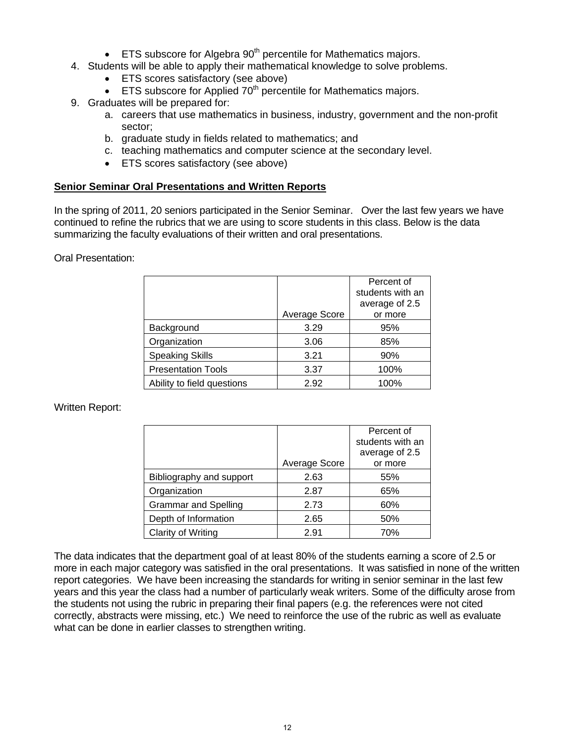- ETS subscore for Algebra 90th percentile for Mathematics majors.

4. Students will be able to apply their mathematical knowledge to solve problems.
   - ETS scores satisfactory (see above)
   - ETS subscore for Applied 70th percentile for Mathematics majors.
9. Graduates will be prepared for:
   a. careers that use mathematics in business, industry, government and the non-profit sector;
   b. graduate study in fields related to mathematics; and
   c. teaching mathematics and computer science at the secondary level.
   - ETS scores satisfactory (see above)

**<u>Senior Seminar Oral Presentations and Written Reports</u>**

In the spring of 2011, 20 seniors participated in the Senior Seminar. Over the last few years we have continued to refine the rubrics that we are using to score students in this class. Below is the data summarizing the faculty evaluations of their written and oral presentations.

Oral Presentation:

| | Average Score | Percent of students with an average of 2.5 or more |
|---|---|---|
| Background | 3.29 | 95% |
| Organization | 3.06 | 85% |
| Speaking Skills | 3.21 | 90% |
| Presentation Tools | 3.37 | 100% |
| Ability to field questions | 2.92 | 100% |

Written Report:

| | Average Score | Percent of students with an average of 2.5 or more |
|---|---|---|
| Bibliography and support | 2.63 | 55% |
| Organization | 2.87 | 65% |
| Grammar and Spelling | 2.73 | 60% |
| Depth of Information | 2.65 | 50% |
| Clarity of Writing | 2.91 | 70% |

The data indicates that the department goal of at least 80% of the students earning a score of 2.5 or more in each major category was satisfied in the oral presentations. It was satisfied in none of the written report categories. We have been increasing the standards for writing in senior seminar in the last few years and this year the class had a number of particularly weak writers. Some of the difficulty arose from the students not using the rubric in preparing their final papers (e.g. the references were not cited correctly, abstracts were missing, etc.) We need to reinforce the use of the rubric as well as evaluate what can be done in earlier classes to strengthen writing.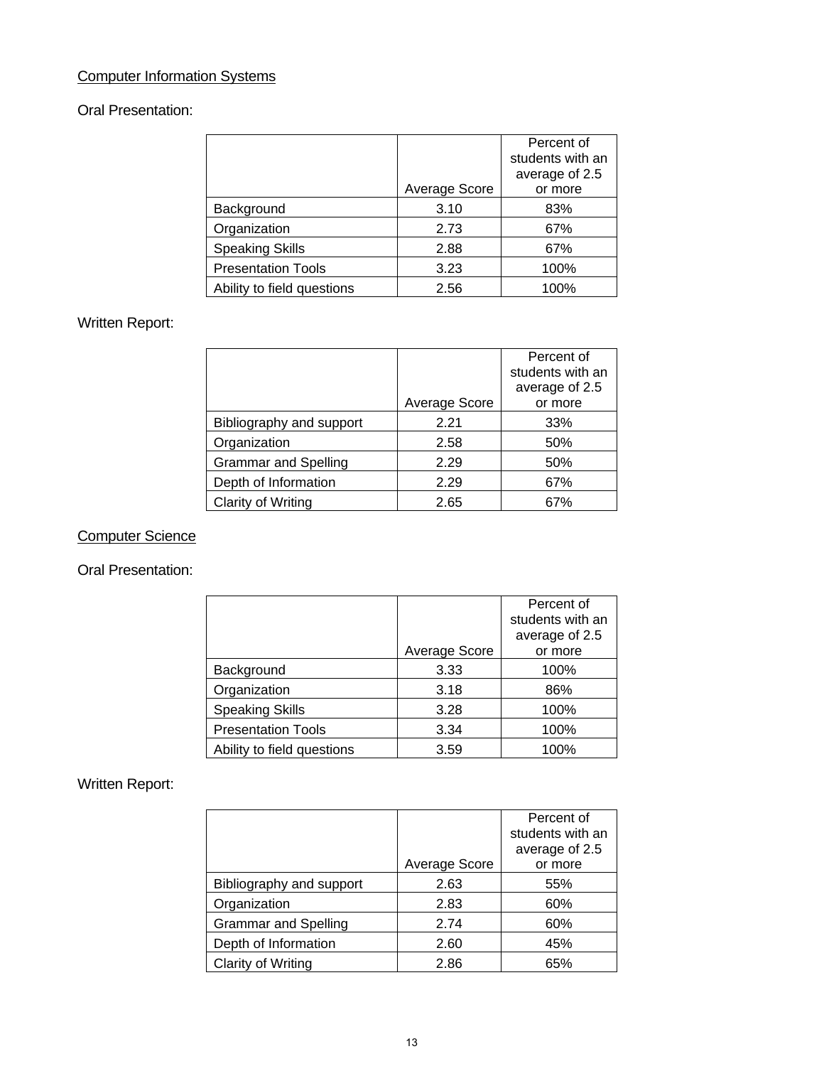## Computer Information Systems

Oral Presentation:

| | Average Score | Percent of students with an average of 2.5 or more |
|---|---|---|
| Background | 3.10 | 83% |
| Organization | 2.73 | 67% |
| Speaking Skills | 2.88 | 67% |
| Presentation Tools | 3.23 | 100% |
| Ability to field questions | 2.56 | 100% |

Written Report:

| | Average Score | Percent of students with an average of 2.5 or more |
|---|---|---|
| Bibliography and support | 2.21 | 33% |
| Organization | 2.58 | 50% |
| Grammar and Spelling | 2.29 | 50% |
| Depth of Information | 2.29 | 67% |
| Clarity of Writing | 2.65 | 67% |

## Computer Science

Oral Presentation:

| | Average Score | Percent of students with an average of 2.5 or more |
|---|---|---|
| Background | 3.33 | 100% |
| Organization | 3.18 | 86% |
| Speaking Skills | 3.28 | 100% |
| Presentation Tools | 3.34 | 100% |
| Ability to field questions | 3.59 | 100% |

Written Report:

| | Average Score | Percent of students with an average of 2.5 or more |
|---|---|---|
| Bibliography and support | 2.63 | 55% |
| Organization | 2.83 | 60% |
| Grammar and Spelling | 2.74 | 60% |
| Depth of Information | 2.60 | 45% |
| Clarity of Writing | 2.86 | 65% |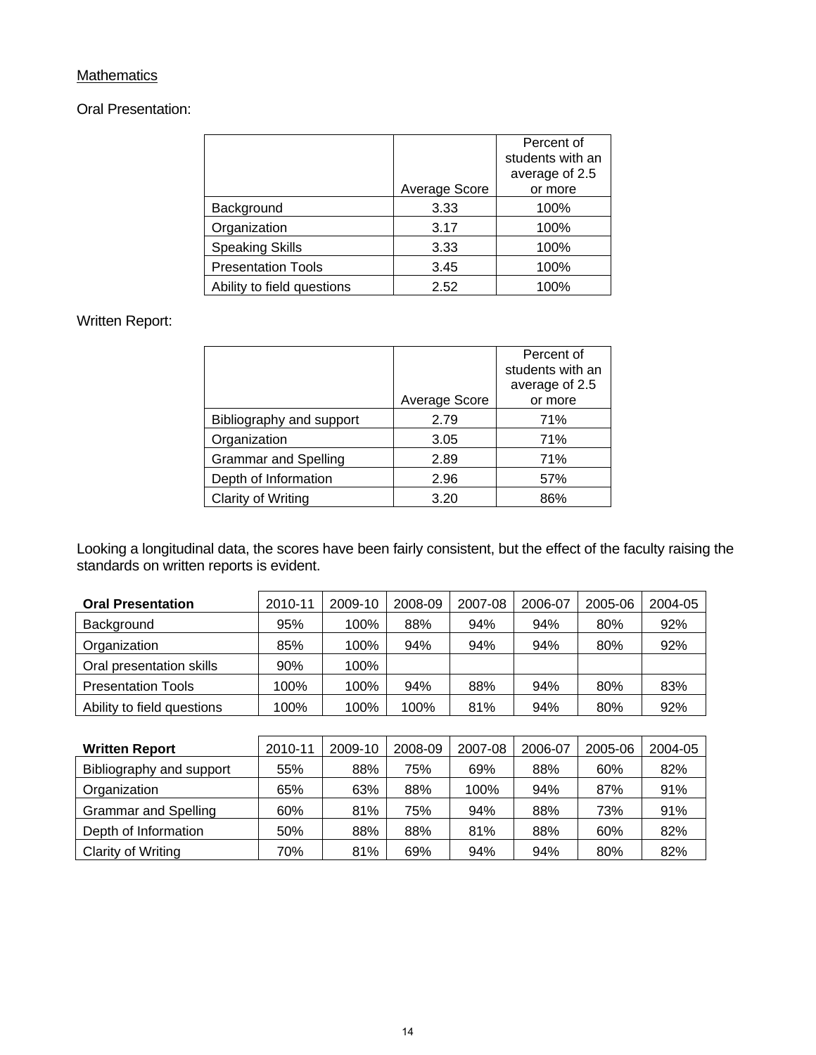Mathematics

Oral Presentation:

| | Average Score | Percent of students with an average of 2.5 or more |
|---|---|---|
| Background | 3.33 | 100% |
| Organization | 3.17 | 100% |
| Speaking Skills | 3.33 | 100% |
| Presentation Tools | 3.45 | 100% |
| Ability to field questions | 2.52 | 100% |

Written Report:

| | Average Score | Percent of students with an average of 2.5 or more |
|---|---|---|
| Bibliography and support | 2.79 | 71% |
| Organization | 3.05 | 71% |
| Grammar and Spelling | 2.89 | 71% |
| Depth of Information | 2.96 | 57% |
| Clarity of Writing | 3.20 | 86% |

Looking a longitudinal data, the scores have been fairly consistent, but the effect of the faculty raising the standards on written reports is evident.

| **Oral Presentation** | 2010-11 | 2009-10 | 2008-09 | 2007-08 | 2006-07 | 2005-06 | 2004-05 |
|---|---|---|---|---|---|---|---|
| Background | 95% | 100% | 88% | 94% | 94% | 80% | 92% |
| Organization | 85% | 100% | 94% | 94% | 94% | 80% | 92% |
| Oral presentation skills | 90% | 100% | | | | | |
| Presentation Tools | 100% | 100% | 94% | 88% | 94% | 80% | 83% |
| Ability to field questions | 100% | 100% | 100% | 81% | 94% | 80% | 92% |

| **Written Report** | 2010-11 | 2009-10 | 2008-09 | 2007-08 | 2006-07 | 2005-06 | 2004-05 |
|---|---|---|---|---|---|---|---|
| Bibliography and support | 55% | 88% | 75% | 69% | 88% | 60% | 82% |
| Organization | 65% | 63% | 88% | 100% | 94% | 87% | 91% |
| Grammar and Spelling | 60% | 81% | 75% | 94% | 88% | 73% | 91% |
| Depth of Information | 50% | 88% | 88% | 81% | 88% | 60% | 82% |
| Clarity of Writing | 70% | 81% | 69% | 94% | 94% | 80% | 82% |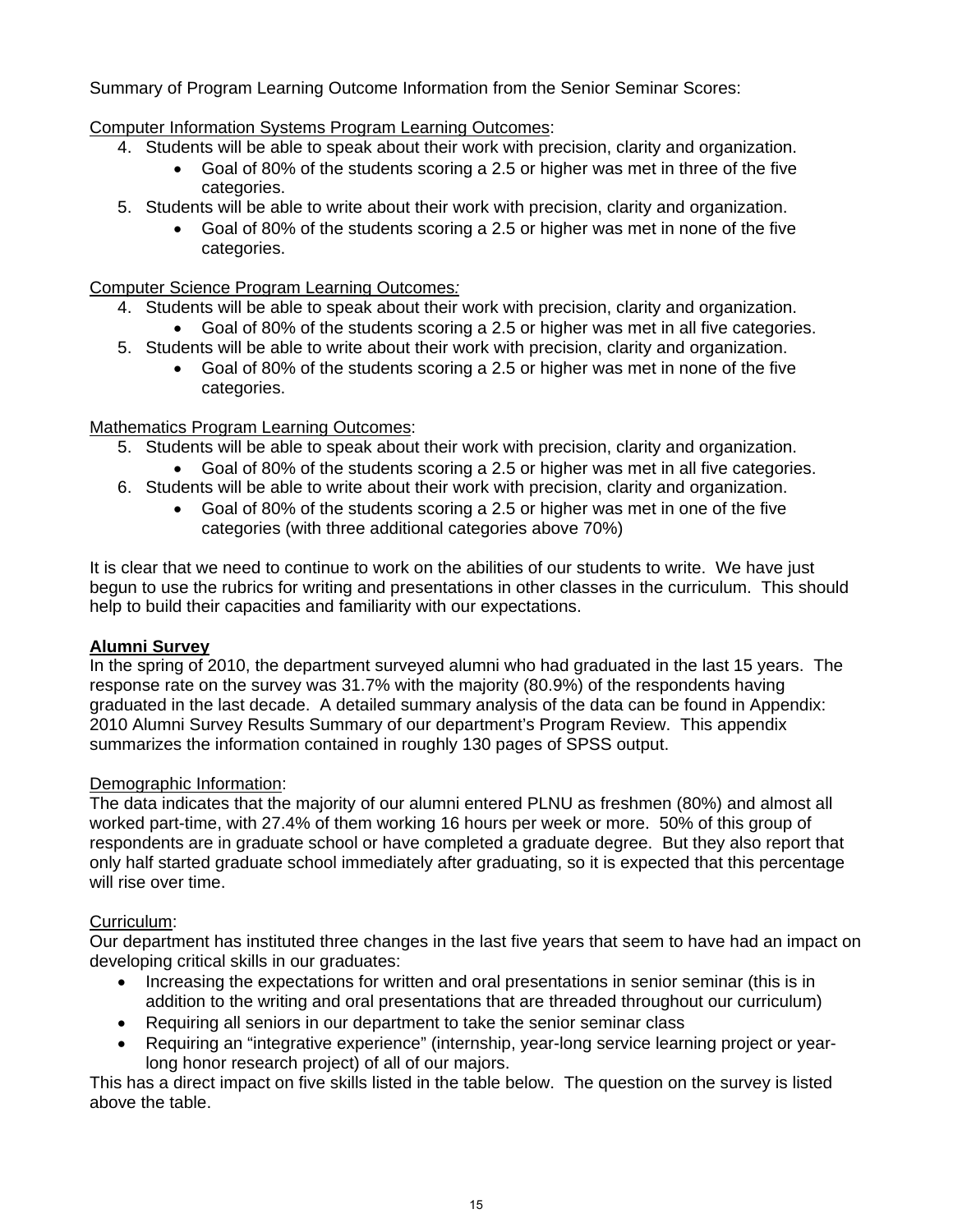Summary of Program Learning Outcome Information from the Senior Seminar Scores:

Computer Information Systems Program Learning Outcomes:

4. Students will be able to speak about their work with precision, clarity and organization.
   - Goal of 80% of the students scoring a 2.5 or higher was met in three of the five categories.
5. Students will be able to write about their work with precision, clarity and organization.
   - Goal of 80% of the students scoring a 2.5 or higher was met in none of the five categories.

Computer Science Program Learning Outcomes:

4. Students will be able to speak about their work with precision, clarity and organization.
   - Goal of 80% of the students scoring a 2.5 or higher was met in all five categories.
5. Students will be able to write about their work with precision, clarity and organization.
   - Goal of 80% of the students scoring a 2.5 or higher was met in none of the five categories.

Mathematics Program Learning Outcomes:

5. Students will be able to speak about their work with precision, clarity and organization.
   - Goal of 80% of the students scoring a 2.5 or higher was met in all five categories.
6. Students will be able to write about their work with precision, clarity and organization.
   - Goal of 80% of the students scoring a 2.5 or higher was met in one of the five categories (with three additional categories above 70%)

It is clear that we need to continue to work on the abilities of our students to write. We have just begun to use the rubrics for writing and presentations in other classes in the curriculum. This should help to build their capacities and familiarity with our expectations.

**Alumni Survey**

In the spring of 2010, the department surveyed alumni who had graduated in the last 15 years. The response rate on the survey was 31.7% with the majority (80.9%) of the respondents having graduated in the last decade. A detailed summary analysis of the data can be found in Appendix: 2010 Alumni Survey Results Summary of our department's Program Review. This appendix summarizes the information contained in roughly 130 pages of SPSS output.

Demographic Information:

The data indicates that the majority of our alumni entered PLNU as freshmen (80%) and almost all worked part-time, with 27.4% of them working 16 hours per week or more. 50% of this group of respondents are in graduate school or have completed a graduate degree. But they also report that only half started graduate school immediately after graduating, so it is expected that this percentage will rise over time.

Curriculum:

Our department has instituted three changes in the last five years that seem to have had an impact on developing critical skills in our graduates:

- Increasing the expectations for written and oral presentations in senior seminar (this is in addition to the writing and oral presentations that are threaded throughout our curriculum)
- Requiring all seniors in our department to take the senior seminar class
- Requiring an "integrative experience" (internship, year-long service learning project or year-long honor research project) of all of our majors.

This has a direct impact on five skills listed in the table below. The question on the survey is listed above the table.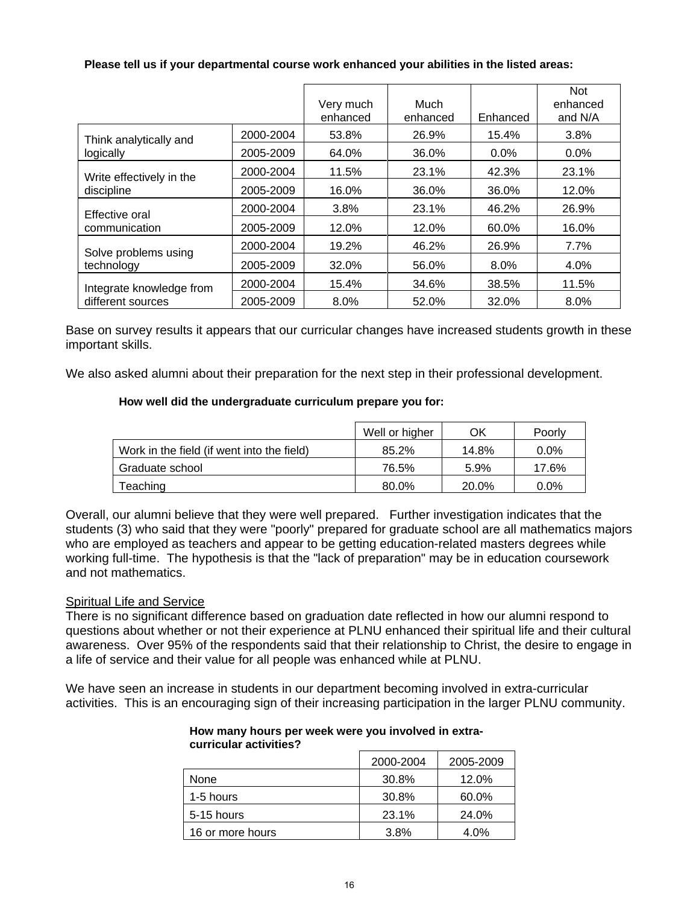**Please tell us if your departmental course work enhanced your abilities in the listed areas:**

| | | Very much enhanced | Much enhanced | Enhanced | Not enhanced and N/A |
|---|---|---|---|---|---|
| Think analytically and logically | 2000-2004 | 53.8% | 26.9% | 15.4% | 3.8% |
| | 2005-2009 | 64.0% | 36.0% | 0.0% | 0.0% |
| Write effectively in the discipline | 2000-2004 | 11.5% | 23.1% | 42.3% | 23.1% |
| | 2005-2009 | 16.0% | 36.0% | 36.0% | 12.0% |
| Effective oral communication | 2000-2004 | 3.8% | 23.1% | 46.2% | 26.9% |
| | 2005-2009 | 12.0% | 12.0% | 60.0% | 16.0% |
| Solve problems using technology | 2000-2004 | 19.2% | 46.2% | 26.9% | 7.7% |
| | 2005-2009 | 32.0% | 56.0% | 8.0% | 4.0% |
| Integrate knowledge from different sources | 2000-2004 | 15.4% | 34.6% | 38.5% | 11.5% |
| | 2005-2009 | 8.0% | 52.0% | 32.0% | 8.0% |

Base on survey results it appears that our curricular changes have increased students growth in these important skills.

We also asked alumni about their preparation for the next step in their professional development.

**How well did the undergraduate curriculum prepare you for:**

| | Well or higher | OK | Poorly |
|---|---|---|---|
| Work in the field (if went into the field) | 85.2% | 14.8% | 0.0% |
| Graduate school | 76.5% | 5.9% | 17.6% |
| Teaching | 80.0% | 20.0% | 0.0% |

Overall, our alumni believe that they were well prepared. Further investigation indicates that the students (3) who said that they were "poorly" prepared for graduate school are all mathematics majors who are employed as teachers and appear to be getting education-related masters degrees while working full-time. The hypothesis is that the "lack of preparation" may be in education coursework and not mathematics.

<u>Spiritual Life and Service</u>

There is no significant difference based on graduation date reflected in how our alumni respond to questions about whether or not their experience at PLNU enhanced their spiritual life and their cultural awareness. Over 95% of the respondents said that their relationship to Christ, the desire to engage in a life of service and their value for all people was enhanced while at PLNU.

We have seen an increase in students in our department becoming involved in extra-curricular activities. This is an encouraging sign of their increasing participation in the larger PLNU community.

**How many hours per week were you involved in extra-curricular activities?**

| | 2000-2004 | 2005-2009 |
|---|---|---|
| None | 30.8% | 12.0% |
| 1-5 hours | 30.8% | 60.0% |
| 5-15 hours | 23.1% | 24.0% |
| 16 or more hours | 3.8% | 4.0% |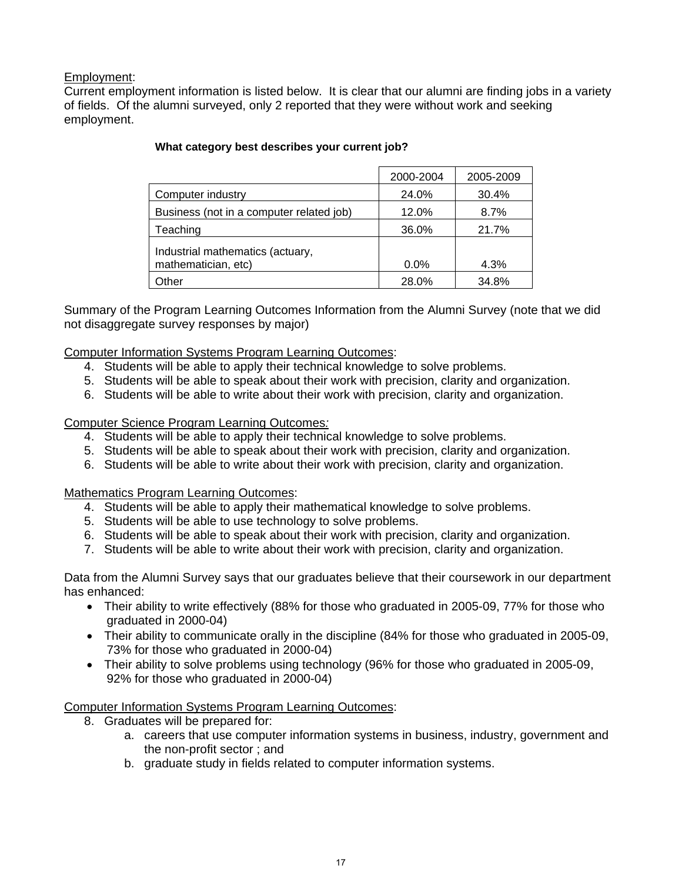Employment:
Current employment information is listed below. It is clear that our alumni are finding jobs in a variety of fields. Of the alumni surveyed, only 2 reported that they were without work and seeking employment.

**What category best describes your current job?**

| | 2000-2004 | 2005-2009 |
|---|---|---|
| Computer industry | 24.0% | 30.4% |
| Business (not in a computer related job) | 12.0% | 8.7% |
| Teaching | 36.0% | 21.7% |
| Industrial mathematics (actuary, mathematician, etc) | 0.0% | 4.3% |
| Other | 28.0% | 34.8% |

Summary of the Program Learning Outcomes Information from the Alumni Survey (note that we did not disaggregate survey responses by major)

Computer Information Systems Program Learning Outcomes:

4. Students will be able to apply their technical knowledge to solve problems.
5. Students will be able to speak about their work with precision, clarity and organization.
6. Students will be able to write about their work with precision, clarity and organization.

Computer Science Program Learning Outcomes*:*

4. Students will be able to apply their technical knowledge to solve problems.
5. Students will be able to speak about their work with precision, clarity and organization.
6. Students will be able to write about their work with precision, clarity and organization.

Mathematics Program Learning Outcomes:

4. Students will be able to apply their mathematical knowledge to solve problems.
5. Students will be able to use technology to solve problems.
6. Students will be able to speak about their work with precision, clarity and organization.
7. Students will be able to write about their work with precision, clarity and organization.

Data from the Alumni Survey says that our graduates believe that their coursework in our department has enhanced:

- Their ability to write effectively (88% for those who graduated in 2005-09, 77% for those who graduated in 2000-04)
- Their ability to communicate orally in the discipline (84% for those who graduated in 2005-09, 73% for those who graduated in 2000-04)
- Their ability to solve problems using technology (96% for those who graduated in 2005-09, 92% for those who graduated in 2000-04)

Computer Information Systems Program Learning Outcomes:

8. Graduates will be prepared for:
    a. careers that use computer information systems in business, industry, government and the non-profit sector ; and
    b. graduate study in fields related to computer information systems.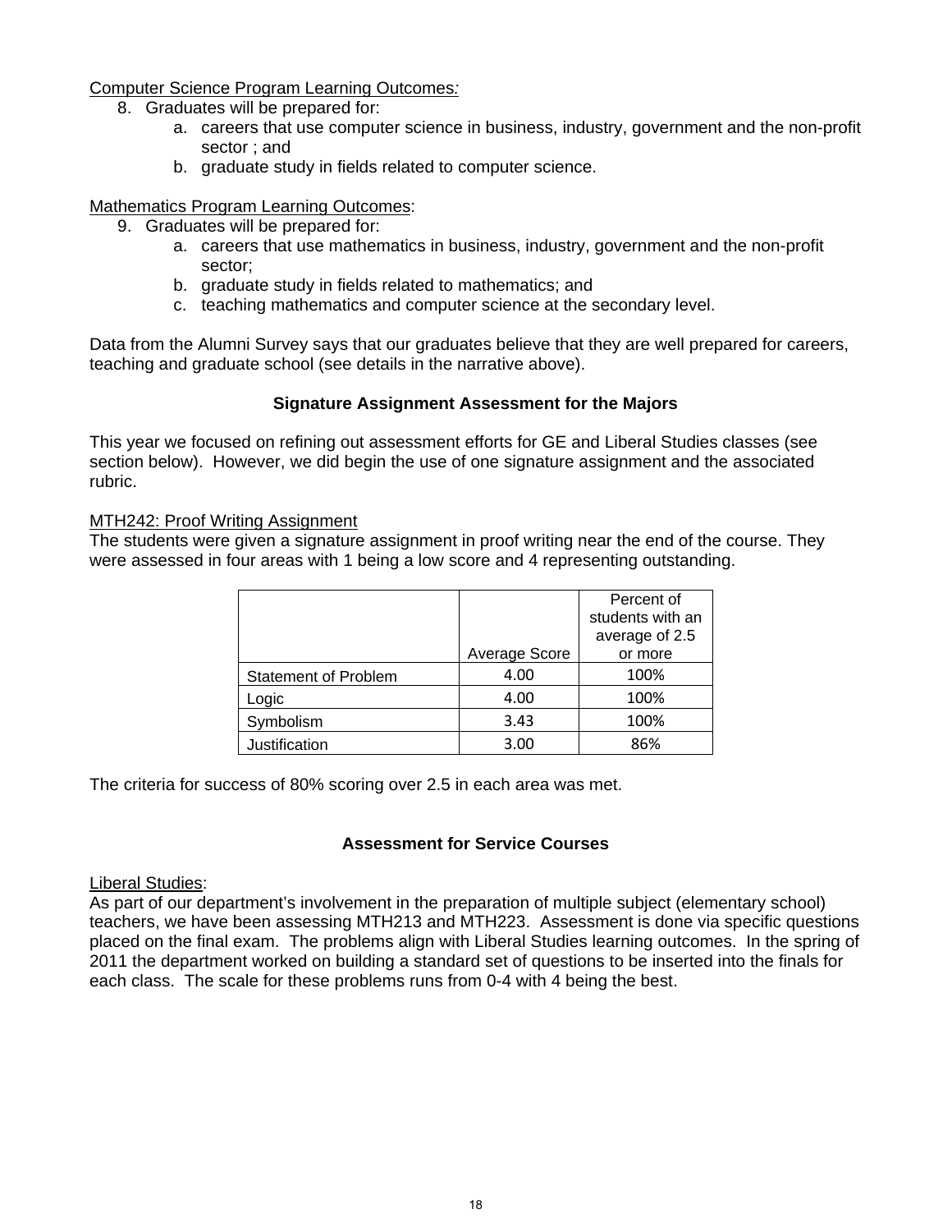Computer Science Program Learning Outcomes*:*

8. Graduates will be prepared for:
    a. careers that use computer science in business, industry, government and the non-profit sector ; and
    b. graduate study in fields related to computer science.

Mathematics Program Learning Outcomes:

9. Graduates will be prepared for:
    a. careers that use mathematics in business, industry, government and the non-profit sector;
    b. graduate study in fields related to mathematics; and
    c. teaching mathematics and computer science at the secondary level.

Data from the Alumni Survey says that our graduates believe that they are well prepared for careers, teaching and graduate school (see details in the narrative above).

### Signature Assignment Assessment for the Majors

This year we focused on refining out assessment efforts for GE and Liberal Studies classes (see section below). However, we did begin the use of one signature assignment and the associated rubric.

MTH242: Proof Writing Assignment

The students were given a signature assignment in proof writing near the end of the course. They were assessed in four areas with 1 being a low score and 4 representing outstanding.

| | Average Score | Percent of students with an average of 2.5 or more |
|---|---|---|
| Statement of Problem | 4.00 | 100% |
| Logic | 4.00 | 100% |
| Symbolism | 3.43 | 100% |
| Justification | 3.00 | 86% |

The criteria for success of 80% scoring over 2.5 in each area was met.

### Assessment for Service Courses

Liberal Studies:

As part of our department's involvement in the preparation of multiple subject (elementary school) teachers, we have been assessing MTH213 and MTH223. Assessment is done via specific questions placed on the final exam. The problems align with Liberal Studies learning outcomes. In the spring of 2011 the department worked on building a standard set of questions to be inserted into the finals for each class. The scale for these problems runs from 0-4 with 4 being the best.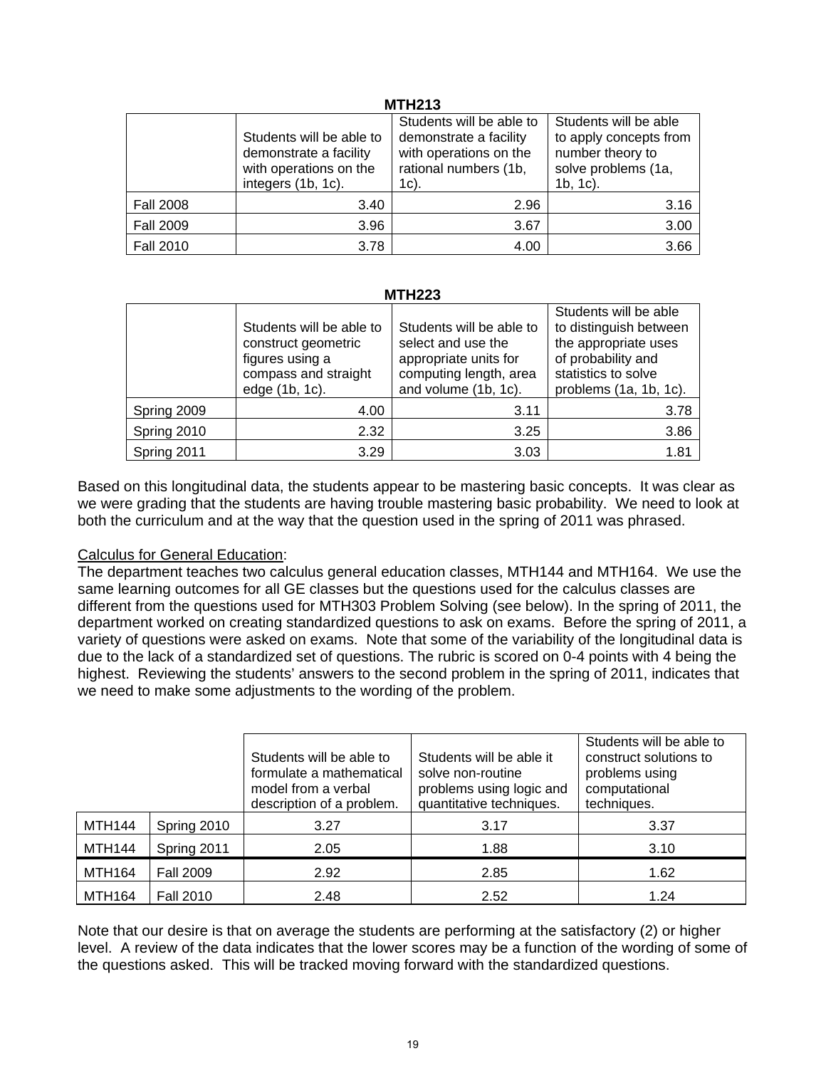**MTH213**

| | Students will be able to demonstrate a facility with operations on the integers (1b, 1c). | Students will be able to demonstrate a facility with operations on the rational numbers (1b, 1c). | Students will be able to apply concepts from number theory to solve problems (1a, 1b, 1c). |
|---|---|---|---|
| Fall 2008 | 3.40 | 2.96 | 3.16 |
| Fall 2009 | 3.96 | 3.67 | 3.00 |
| Fall 2010 | 3.78 | 4.00 | 3.66 |

**MTH223**

| | Students will be able to construct geometric figures using a compass and straight edge (1b, 1c). | Students will be able to select and use the appropriate units for computing length, area and volume (1b, 1c). | Students will be able to distinguish between the appropriate uses of probability and statistics to solve problems (1a, 1b, 1c). |
|---|---|---|---|
| Spring 2009 | 4.00 | 3.11 | 3.78 |
| Spring 2010 | 2.32 | 3.25 | 3.86 |
| Spring 2011 | 3.29 | 3.03 | 1.81 |

Based on this longitudinal data, the students appear to be mastering basic concepts. It was clear as we were grading that the students are having trouble mastering basic probability. We need to look at both the curriculum and at the way that the question used in the spring of 2011 was phrased.

Calculus for General Education:
The department teaches two calculus general education classes, MTH144 and MTH164. We use the same learning outcomes for all GE classes but the questions used for the calculus classes are different from the questions used for MTH303 Problem Solving (see below). In the spring of 2011, the department worked on creating standardized questions to ask on exams. Before the spring of 2011, a variety of questions were asked on exams. Note that some of the variability of the longitudinal data is due to the lack of a standardized set of questions. The rubric is scored on 0-4 points with 4 being the highest. Reviewing the students' answers to the second problem in the spring of 2011, indicates that we need to make some adjustments to the wording of the problem.

| | | Students will be able to formulate a mathematical model from a verbal description of a problem. | Students will be able it solve non-routine problems using logic and quantitative techniques. | Students will be able to construct solutions to problems using computational techniques. |
|---|---|---|---|---|
| MTH144 | Spring 2010 | 3.27 | 3.17 | 3.37 |
| MTH144 | Spring 2011 | 2.05 | 1.88 | 3.10 |
| MTH164 | Fall 2009 | 2.92 | 2.85 | 1.62 |
| MTH164 | Fall 2010 | 2.48 | 2.52 | 1.24 |

Note that our desire is that on average the students are performing at the satisfactory (2) or higher level. A review of the data indicates that the lower scores may be a function of the wording of some of the questions asked. This will be tracked moving forward with the standardized questions.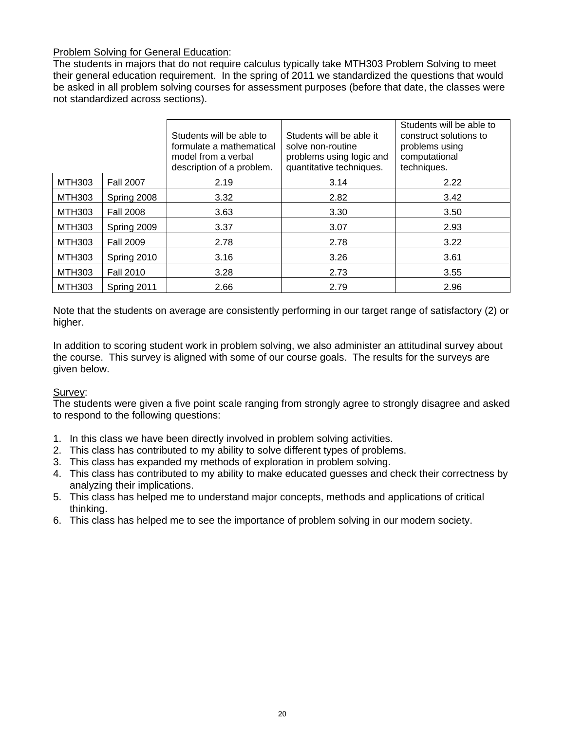<u>Problem Solving for General Education</u>:

The students in majors that do not require calculus typically take MTH303 Problem Solving to meet their general education requirement. In the spring of 2011 we standardized the questions that would be asked in all problem solving courses for assessment purposes (before that date, the classes were not standardized across sections).

| | | Students will be able to formulate a mathematical model from a verbal description of a problem. | Students will be able it solve non-routine problems using logic and quantitative techniques. | Students will be able to construct solutions to problems using computational techniques. |
|---|---|---|---|---|
| MTH303 | Fall 2007 | 2.19 | 3.14 | 2.22 |
| MTH303 | Spring 2008 | 3.32 | 2.82 | 3.42 |
| MTH303 | Fall 2008 | 3.63 | 3.30 | 3.50 |
| MTH303 | Spring 2009 | 3.37 | 3.07 | 2.93 |
| MTH303 | Fall 2009 | 2.78 | 2.78 | 3.22 |
| MTH303 | Spring 2010 | 3.16 | 3.26 | 3.61 |
| MTH303 | Fall 2010 | 3.28 | 2.73 | 3.55 |
| MTH303 | Spring 2011 | 2.66 | 2.79 | 2.96 |

Note that the students on average are consistently performing in our target range of satisfactory (2) or higher.

In addition to scoring student work in problem solving, we also administer an attitudinal survey about the course. This survey is aligned with some of our course goals. The results for the surveys are given below.

<u>Survey</u>:

The students were given a five point scale ranging from strongly agree to strongly disagree and asked to respond to the following questions:

1. In this class we have been directly involved in problem solving activities.
2. This class has contributed to my ability to solve different types of problems.
3. This class has expanded my methods of exploration in problem solving.
4. This class has contributed to my ability to make educated guesses and check their correctness by analyzing their implications.
5. This class has helped me to understand major concepts, methods and applications of critical thinking.
6. This class has helped me to see the importance of problem solving in our modern society.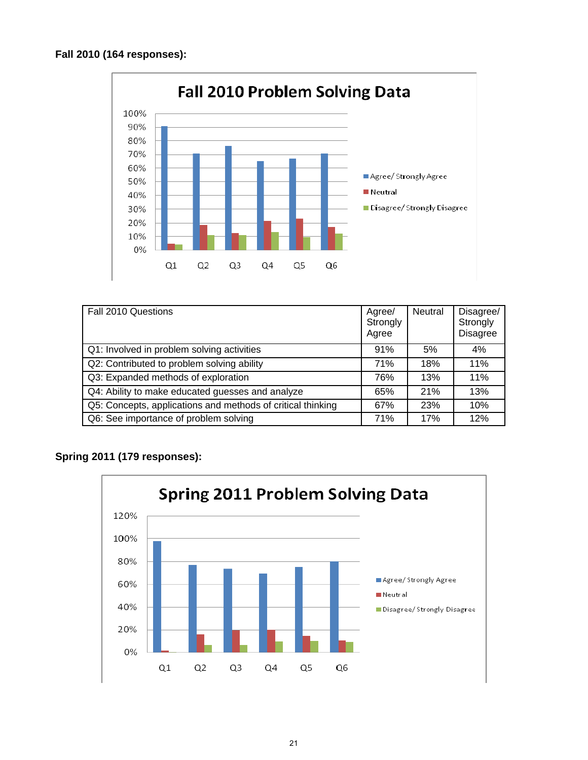**Fall 2010 (164 responses):**

| Fall 2010 Questions | Agree/ Strongly Agree | Neutral | Disagree/ Strongly Disagree |
|---|---|---|---|
| Q1: Involved in problem solving activities | 91% | 5% | 4% |
| Q2: Contributed to problem solving ability | 71% | 18% | 11% |
| Q3: Expanded methods of exploration | 76% | 13% | 11% |
| Q4: Ability to make educated guesses and analyze | 65% | 21% | 13% |
| Q5: Concepts, applications and methods of critical thinking | 67% | 23% | 10% |
| Q6: See importance of problem solving | 71% | 17% | 12% |

**Spring 2011 (179 responses):**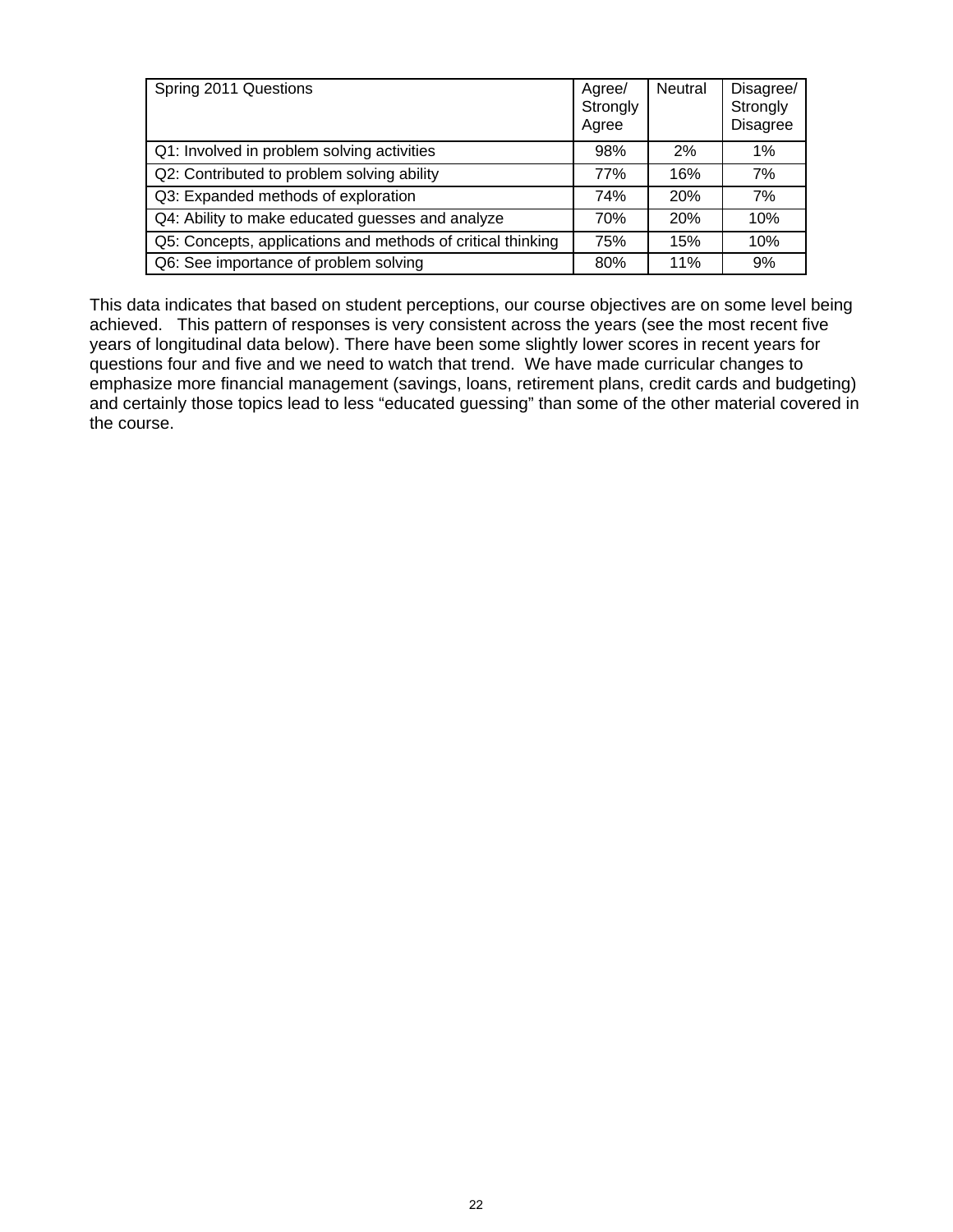| Spring 2011 Questions | Agree/ Strongly Agree | Neutral | Disagree/ Strongly Disagree |
|---|---|---|---|
| Q1: Involved in problem solving activities | 98% | 2% | 1% |
| Q2: Contributed to problem solving ability | 77% | 16% | 7% |
| Q3: Expanded methods of exploration | 74% | 20% | 7% |
| Q4: Ability to make educated guesses and analyze | 70% | 20% | 10% |
| Q5: Concepts, applications and methods of critical thinking | 75% | 15% | 10% |
| Q6: See importance of problem solving | 80% | 11% | 9% |

This data indicates that based on student perceptions, our course objectives are on some level being achieved. This pattern of responses is very consistent across the years (see the most recent five years of longitudinal data below). There have been some slightly lower scores in recent years for questions four and five and we need to watch that trend. We have made curricular changes to emphasize more financial management (savings, loans, retirement plans, credit cards and budgeting) and certainly those topics lead to less "educated guessing" than some of the other material covered in the course.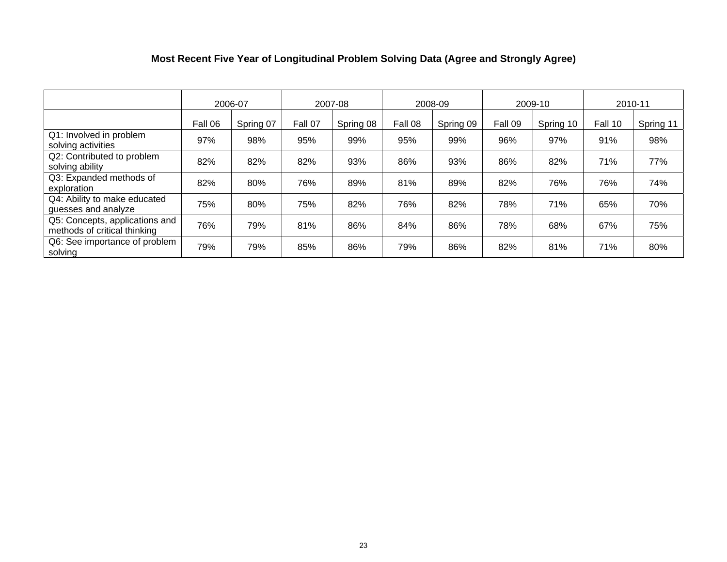**Most Recent Five Year of Longitudinal Problem Solving Data (Agree and Strongly Agree)**

| | 2006-07 | | 2007-08 | | 2008-09 | | 2009-10 | | 2010-11 | |
|---|---|---|---|---|---|---|---|---|---|---|
| | Fall 06 | Spring 07 | Fall 07 | Spring 08 | Fall 08 | Spring 09 | Fall 09 | Spring 10 | Fall 10 | Spring 11 |
| Q1: Involved in problem solving activities | 97% | 98% | 95% | 99% | 95% | 99% | 96% | 97% | 91% | 98% |
| Q2: Contributed to problem solving ability | 82% | 82% | 82% | 93% | 86% | 93% | 86% | 82% | 71% | 77% |
| Q3: Expanded methods of exploration | 82% | 80% | 76% | 89% | 81% | 89% | 82% | 76% | 76% | 74% |
| Q4: Ability to make educated guesses and analyze | 75% | 80% | 75% | 82% | 76% | 82% | 78% | 71% | 65% | 70% |
| Q5: Concepts, applications and methods of critical thinking | 76% | 79% | 81% | 86% | 84% | 86% | 78% | 68% | 67% | 75% |
| Q6: See importance of problem solving | 79% | 79% | 85% | 86% | 79% | 86% | 82% | 81% | 71% | 80% |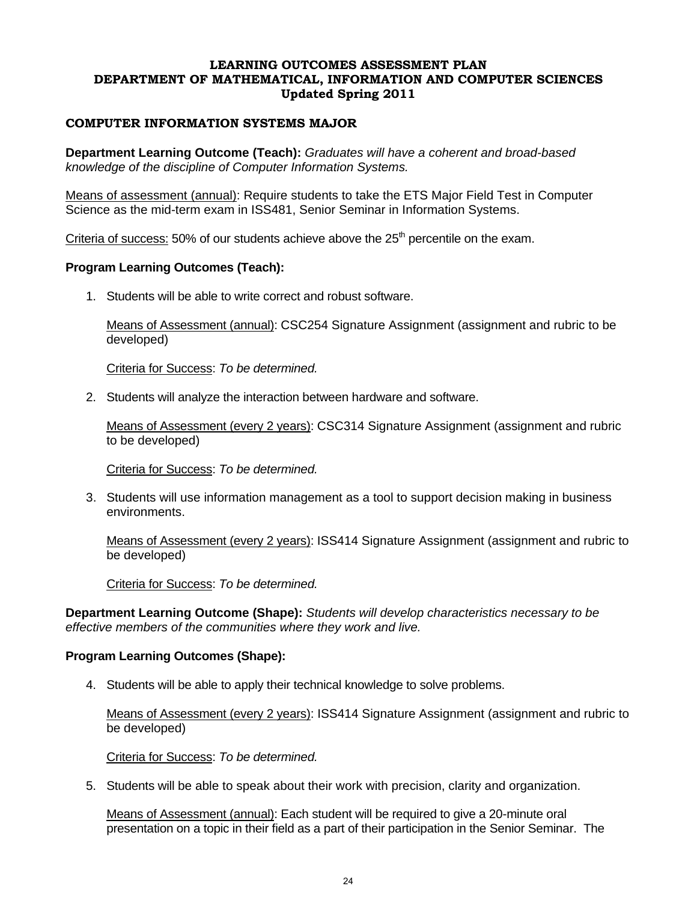**LEARNING OUTCOMES ASSESSMENT PLAN**
**DEPARTMENT OF MATHEMATICAL, INFORMATION AND COMPUTER SCIENCES**
**Updated Spring 2011**

### COMPUTER INFORMATION SYSTEMS MAJOR

**Department Learning Outcome (Teach):** *Graduates will have a coherent and broad-based knowledge of the discipline of Computer Information Systems.*

<u>Means of assessment (annual)</u>: Require students to take the ETS Major Field Test in Computer Science as the mid-term exam in ISS481, Senior Seminar in Information Systems.

<u>Criteria of success:</u> 50% of our students achieve above the 25th percentile on the exam.

**Program Learning Outcomes (Teach):**

1. Students will be able to write correct and robust software.

   <u>Means of Assessment (annual)</u>: CSC254 Signature Assignment (assignment and rubric to be developed)

   <u>Criteria for Success</u>: *To be determined.*

2. Students will analyze the interaction between hardware and software.

   <u>Means of Assessment (every 2 years)</u>: CSC314 Signature Assignment (assignment and rubric to be developed)

   <u>Criteria for Success</u>: *To be determined.*

3. Students will use information management as a tool to support decision making in business environments.

   <u>Means of Assessment (every 2 years)</u>: ISS414 Signature Assignment (assignment and rubric to be developed)

   <u>Criteria for Success</u>: *To be determined.*

**Department Learning Outcome (Shape):** *Students will develop characteristics necessary to be effective members of the communities where they work and live.*

**Program Learning Outcomes (Shape):**

4. Students will be able to apply their technical knowledge to solve problems.

   <u>Means of Assessment (every 2 years)</u>: ISS414 Signature Assignment (assignment and rubric to be developed)

   <u>Criteria for Success</u>: *To be determined.*

5. Students will be able to speak about their work with precision, clarity and organization.

   <u>Means of Assessment (annual)</u>: Each student will be required to give a 20-minute oral presentation on a topic in their field as a part of their participation in the Senior Seminar. The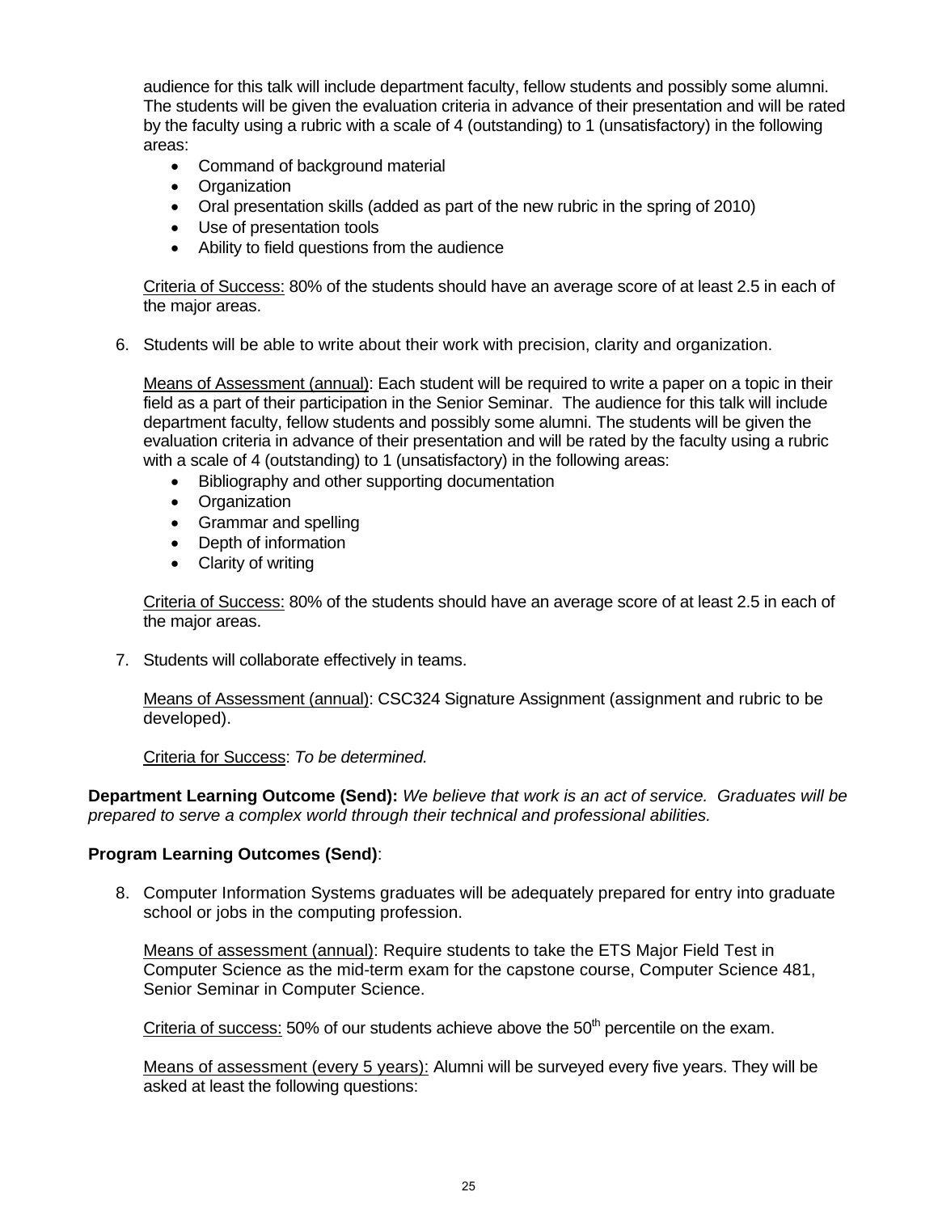audience for this talk will include department faculty, fellow students and possibly some alumni. The students will be given the evaluation criteria in advance of their presentation and will be rated by the faculty using a rubric with a scale of 4 (outstanding) to 1 (unsatisfactory) in the following areas:

- Command of background material
- Organization
- Oral presentation skills (added as part of the new rubric in the spring of 2010)
- Use of presentation tools
- Ability to field questions from the audience

<u>Criteria of Success:</u> 80% of the students should have an average score of at least 2.5 in each of the major areas.

6. Students will be able to write about their work with precision, clarity and organization.

   <u>Means of Assessment (annual)</u>: Each student will be required to write a paper on a topic in their field as a part of their participation in the Senior Seminar. The audience for this talk will include department faculty, fellow students and possibly some alumni. The students will be given the evaluation criteria in advance of their presentation and will be rated by the faculty using a rubric with a scale of 4 (outstanding) to 1 (unsatisfactory) in the following areas:

   - Bibliography and other supporting documentation
   - Organization
   - Grammar and spelling
   - Depth of information
   - Clarity of writing

   <u>Criteria of Success:</u> 80% of the students should have an average score of at least 2.5 in each of the major areas.

7. Students will collaborate effectively in teams.

   <u>Means of Assessment (annual)</u>: CSC324 Signature Assignment (assignment and rubric to be developed).

   <u>Criteria for Success</u>: *To be determined.*

**Department Learning Outcome (Send):** *We believe that work is an act of service. Graduates will be prepared to serve a complex world through their technical and professional abilities.*

**Program Learning Outcomes (Send)**:

8. Computer Information Systems graduates will be adequately prepared for entry into graduate school or jobs in the computing profession.

   <u>Means of assessment (annual)</u>: Require students to take the ETS Major Field Test in Computer Science as the mid-term exam for the capstone course, Computer Science 481, Senior Seminar in Computer Science.

   <u>Criteria of success:</u> 50% of our students achieve above the 50th percentile on the exam.

   <u>Means of assessment (every 5 years):</u> Alumni will be surveyed every five years. They will be asked at least the following questions: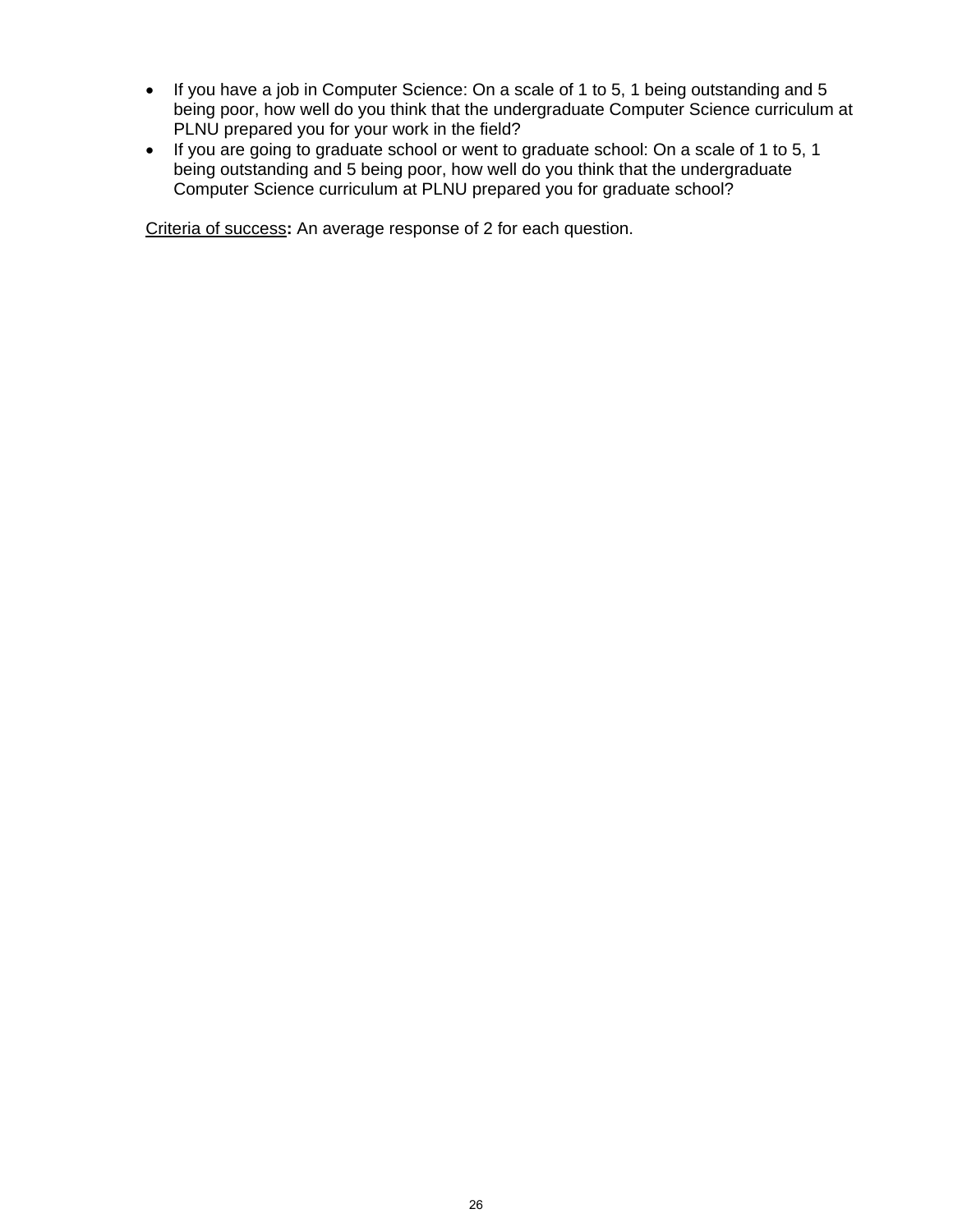- If you have a job in Computer Science: On a scale of 1 to 5, 1 being outstanding and 5 being poor, how well do you think that the undergraduate Computer Science curriculum at PLNU prepared you for your work in the field?
- If you are going to graduate school or went to graduate school: On a scale of 1 to 5, 1 being outstanding and 5 being poor, how well do you think that the undergraduate Computer Science curriculum at PLNU prepared you for graduate school?

<u>Criteria of success</u>**:** An average response of 2 for each question.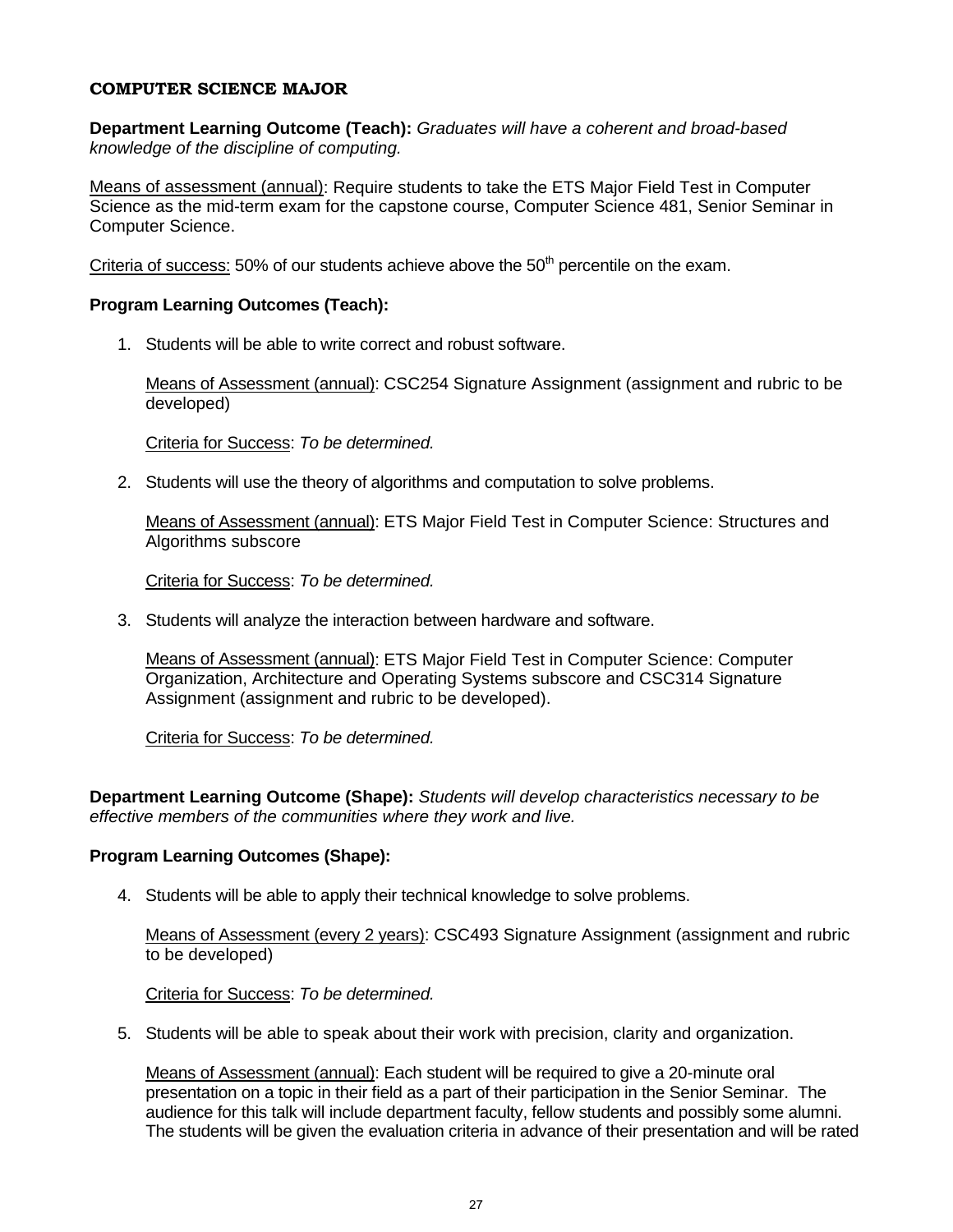## COMPUTER SCIENCE MAJOR

**Department Learning Outcome (Teach):** *Graduates will have a coherent and broad-based knowledge of the discipline of computing.*

Means of assessment (annual): Require students to take the ETS Major Field Test in Computer Science as the mid-term exam for the capstone course, Computer Science 481, Senior Seminar in Computer Science.

Criteria of success: 50% of our students achieve above the 50th percentile on the exam.

**Program Learning Outcomes (Teach):**

1. Students will be able to write correct and robust software.

   Means of Assessment (annual): CSC254 Signature Assignment (assignment and rubric to be developed)

   Criteria for Success: *To be determined.*

2. Students will use the theory of algorithms and computation to solve problems.

   Means of Assessment (annual): ETS Major Field Test in Computer Science: Structures and Algorithms subscore

   Criteria for Success: *To be determined.*

3. Students will analyze the interaction between hardware and software.

   Means of Assessment (annual): ETS Major Field Test in Computer Science: Computer Organization, Architecture and Operating Systems subscore and CSC314 Signature Assignment (assignment and rubric to be developed).

   Criteria for Success: *To be determined.*

**Department Learning Outcome (Shape):** *Students will develop characteristics necessary to be effective members of the communities where they work and live.*

**Program Learning Outcomes (Shape):**

4. Students will be able to apply their technical knowledge to solve problems.

   Means of Assessment (every 2 years): CSC493 Signature Assignment (assignment and rubric to be developed)

   Criteria for Success: *To be determined.*

5. Students will be able to speak about their work with precision, clarity and organization.

   Means of Assessment (annual): Each student will be required to give a 20-minute oral presentation on a topic in their field as a part of their participation in the Senior Seminar. The audience for this talk will include department faculty, fellow students and possibly some alumni. The students will be given the evaluation criteria in advance of their presentation and will be rated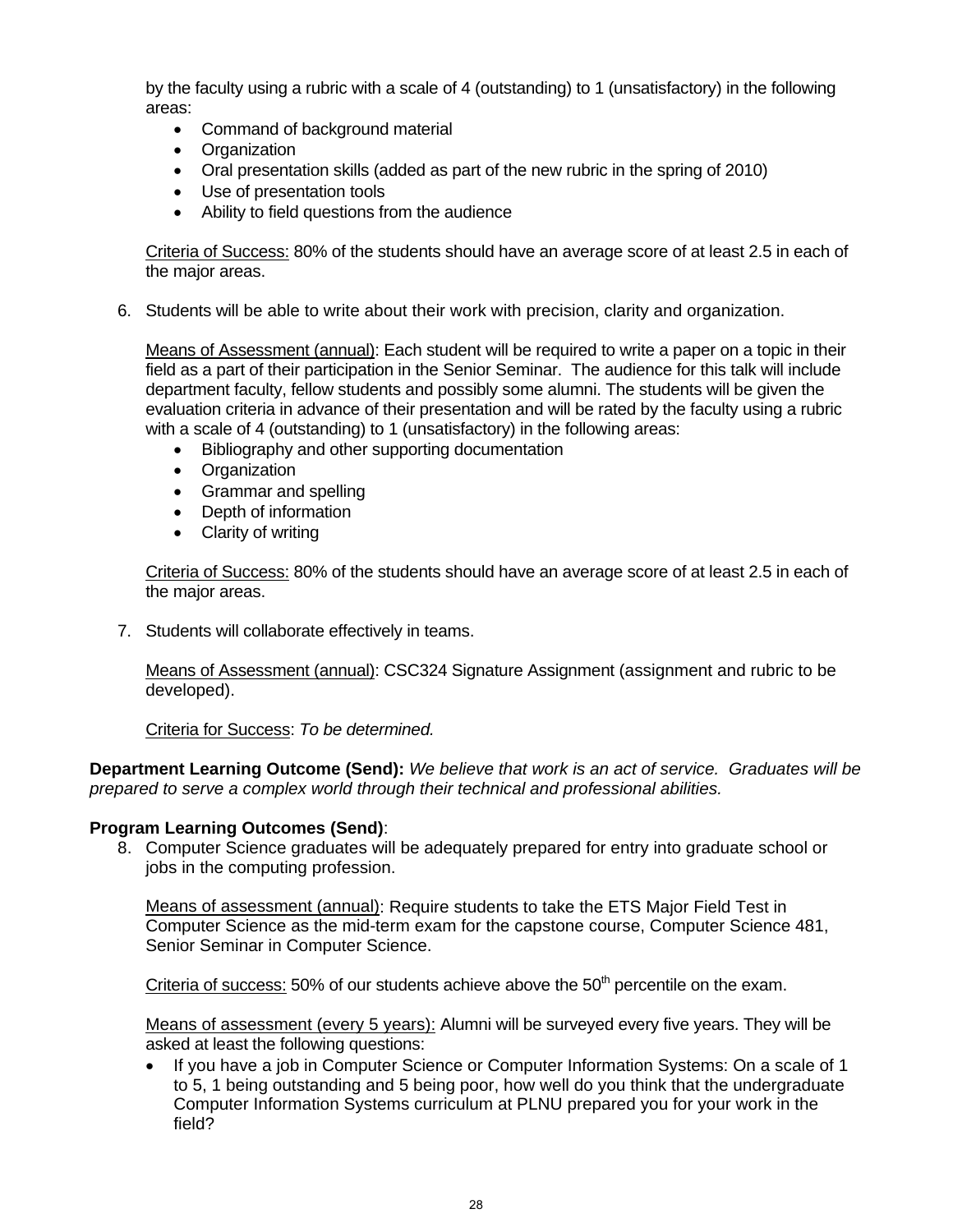by the faculty using a rubric with a scale of 4 (outstanding) to 1 (unsatisfactory) in the following areas:

- Command of background material
- Organization
- Oral presentation skills (added as part of the new rubric in the spring of 2010)
- Use of presentation tools
- Ability to field questions from the audience

<u>Criteria of Success:</u> 80% of the students should have an average score of at least 2.5 in each of the major areas.

6. Students will be able to write about their work with precision, clarity and organization.

   <u>Means of Assessment (annual)</u>: Each student will be required to write a paper on a topic in their field as a part of their participation in the Senior Seminar. The audience for this talk will include department faculty, fellow students and possibly some alumni. The students will be given the evaluation criteria in advance of their presentation and will be rated by the faculty using a rubric with a scale of 4 (outstanding) to 1 (unsatisfactory) in the following areas:

   - Bibliography and other supporting documentation
   - Organization
   - Grammar and spelling
   - Depth of information
   - Clarity of writing

   <u>Criteria of Success:</u> 80% of the students should have an average score of at least 2.5 in each of the major areas.

7. Students will collaborate effectively in teams.

   <u>Means of Assessment (annual)</u>: CSC324 Signature Assignment (assignment and rubric to be developed).

   <u>Criteria for Success</u>: *To be determined.*

**Department Learning Outcome (Send):** *We believe that work is an act of service. Graduates will be prepared to serve a complex world through their technical and professional abilities.*

**Program Learning Outcomes (Send)**:

8. Computer Science graduates will be adequately prepared for entry into graduate school or jobs in the computing profession.

   <u>Means of assessment (annual)</u>: Require students to take the ETS Major Field Test in Computer Science as the mid-term exam for the capstone course, Computer Science 481, Senior Seminar in Computer Science.

   <u>Criteria of success:</u> 50% of our students achieve above the $50^{th}$ percentile on the exam.

   <u>Means of assessment (every 5 years):</u> Alumni will be surveyed every five years. They will be asked at least the following questions:

   - If you have a job in Computer Science or Computer Information Systems: On a scale of 1 to 5, 1 being outstanding and 5 being poor, how well do you think that the undergraduate Computer Information Systems curriculum at PLNU prepared you for your work in the field?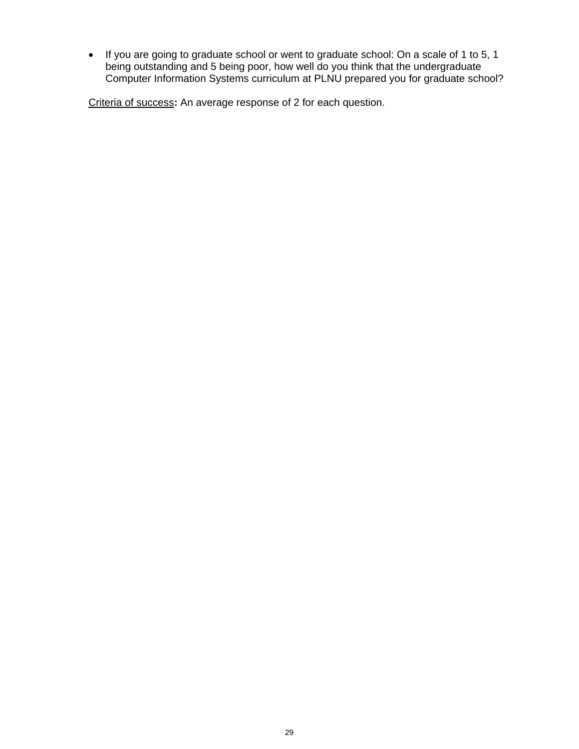- If you are going to graduate school or went to graduate school: On a scale of 1 to 5, 1 being outstanding and 5 being poor, how well do you think that the undergraduate Computer Information Systems curriculum at PLNU prepared you for graduate school?

<u>Criteria of success</u>**:** An average response of 2 for each question.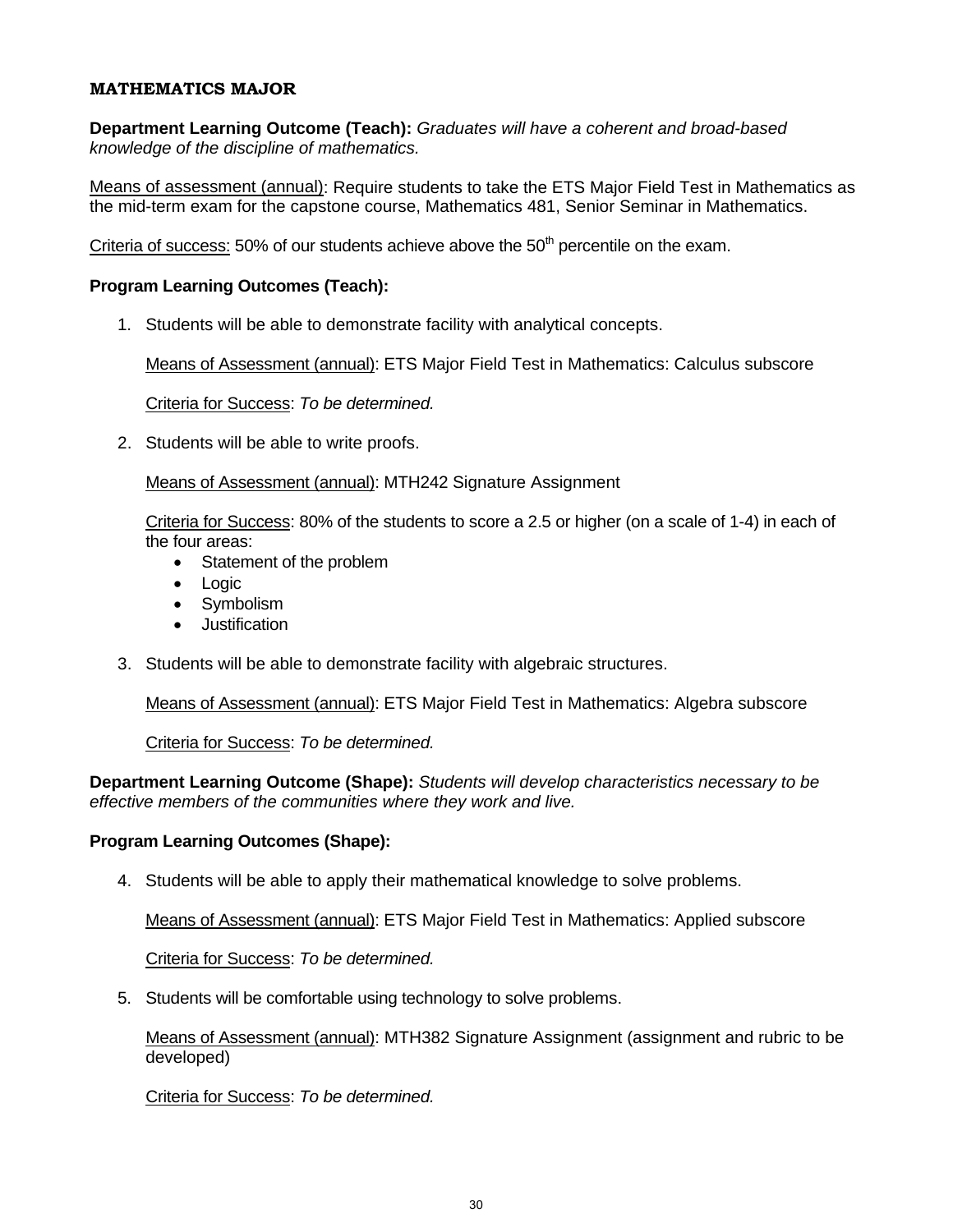## MATHEMATICS MAJOR

**Department Learning Outcome (Teach):** *Graduates will have a coherent and broad-based knowledge of the discipline of mathematics.*

<u>Means of assessment (annual)</u>: Require students to take the ETS Major Field Test in Mathematics as the mid-term exam for the capstone course, Mathematics 481, Senior Seminar in Mathematics.

<u>Criteria of success:</u> 50% of our students achieve above the 50th percentile on the exam.

**Program Learning Outcomes (Teach):**

1. Students will be able to demonstrate facility with analytical concepts.

   <u>Means of Assessment (annual)</u>: ETS Major Field Test in Mathematics: Calculus subscore

   <u>Criteria for Success</u>: *To be determined.*

2. Students will be able to write proofs.

   <u>Means of Assessment (annual)</u>: MTH242 Signature Assignment

   <u>Criteria for Success</u>: 80% of the students to score a 2.5 or higher (on a scale of 1-4) in each of the four areas:
   - Statement of the problem
   - Logic
   - Symbolism
   - Justification

3. Students will be able to demonstrate facility with algebraic structures.

   <u>Means of Assessment (annual)</u>: ETS Major Field Test in Mathematics: Algebra subscore

   <u>Criteria for Success</u>: *To be determined.*

**Department Learning Outcome (Shape):** *Students will develop characteristics necessary to be effective members of the communities where they work and live.*

**Program Learning Outcomes (Shape):**

4. Students will be able to apply their mathematical knowledge to solve problems.

   <u>Means of Assessment (annual)</u>: ETS Major Field Test in Mathematics: Applied subscore

   <u>Criteria for Success</u>: *To be determined.*

5. Students will be comfortable using technology to solve problems.

   <u>Means of Assessment (annual)</u>: MTH382 Signature Assignment (assignment and rubric to be developed)

   <u>Criteria for Success</u>: *To be determined.*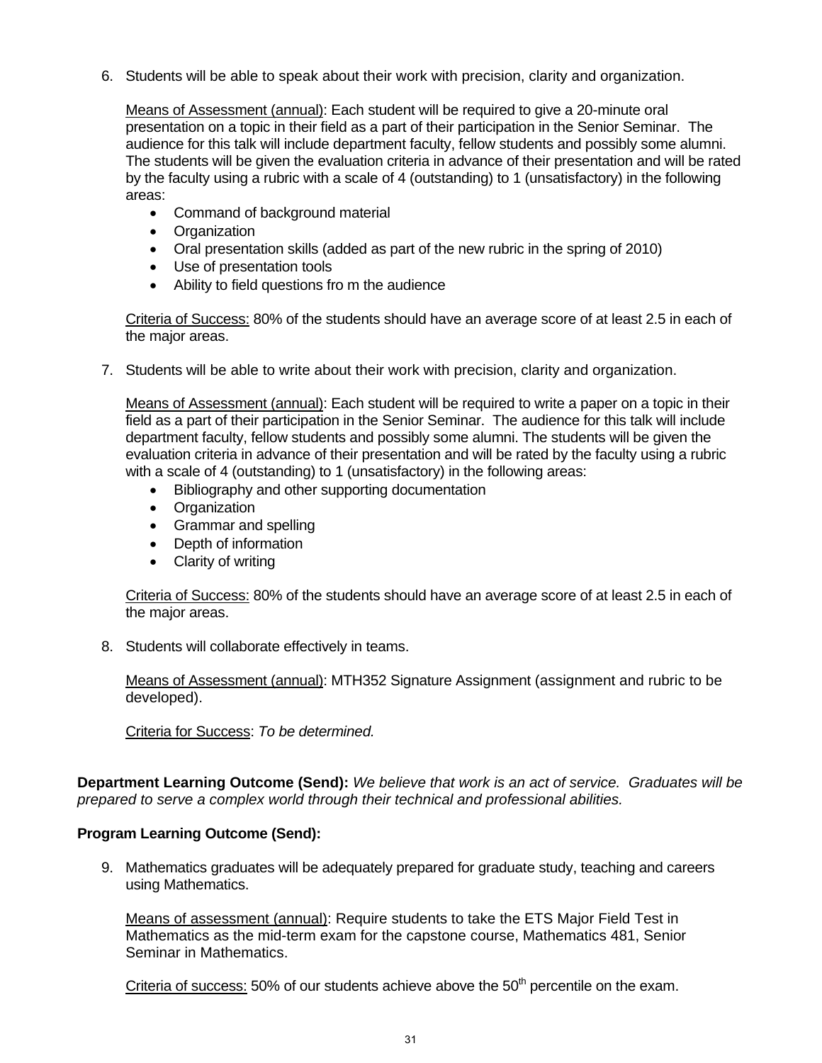6. Students will be able to speak about their work with precision, clarity and organization.

   Means of Assessment (annual): Each student will be required to give a 20-minute oral presentation on a topic in their field as a part of their participation in the Senior Seminar. The audience for this talk will include department faculty, fellow students and possibly some alumni. The students will be given the evaluation criteria in advance of their presentation and will be rated by the faculty using a rubric with a scale of 4 (outstanding) to 1 (unsatisfactory) in the following areas:

   - Command of background material
   - Organization
   - Oral presentation skills (added as part of the new rubric in the spring of 2010)
   - Use of presentation tools
   - Ability to field questions fro m the audience

   Criteria of Success: 80% of the students should have an average score of at least 2.5 in each of the major areas.

7. Students will be able to write about their work with precision, clarity and organization.

   Means of Assessment (annual): Each student will be required to write a paper on a topic in their field as a part of their participation in the Senior Seminar. The audience for this talk will include department faculty, fellow students and possibly some alumni. The students will be given the evaluation criteria in advance of their presentation and will be rated by the faculty using a rubric with a scale of 4 (outstanding) to 1 (unsatisfactory) in the following areas:

   - Bibliography and other supporting documentation
   - Organization
   - Grammar and spelling
   - Depth of information
   - Clarity of writing

   Criteria of Success: 80% of the students should have an average score of at least 2.5 in each of the major areas.

8. Students will collaborate effectively in teams.

   Means of Assessment (annual): MTH352 Signature Assignment (assignment and rubric to be developed).

   Criteria for Success: *To be determined.*

**Department Learning Outcome (Send):** *We believe that work is an act of service. Graduates will be prepared to serve a complex world through their technical and professional abilities.*

**Program Learning Outcome (Send):**

9. Mathematics graduates will be adequately prepared for graduate study, teaching and careers using Mathematics.

   Means of assessment (annual): Require students to take the ETS Major Field Test in Mathematics as the mid-term exam for the capstone course, Mathematics 481, Senior Seminar in Mathematics.

   Criteria of success: 50% of our students achieve above the 50$^{th}$ percentile on the exam.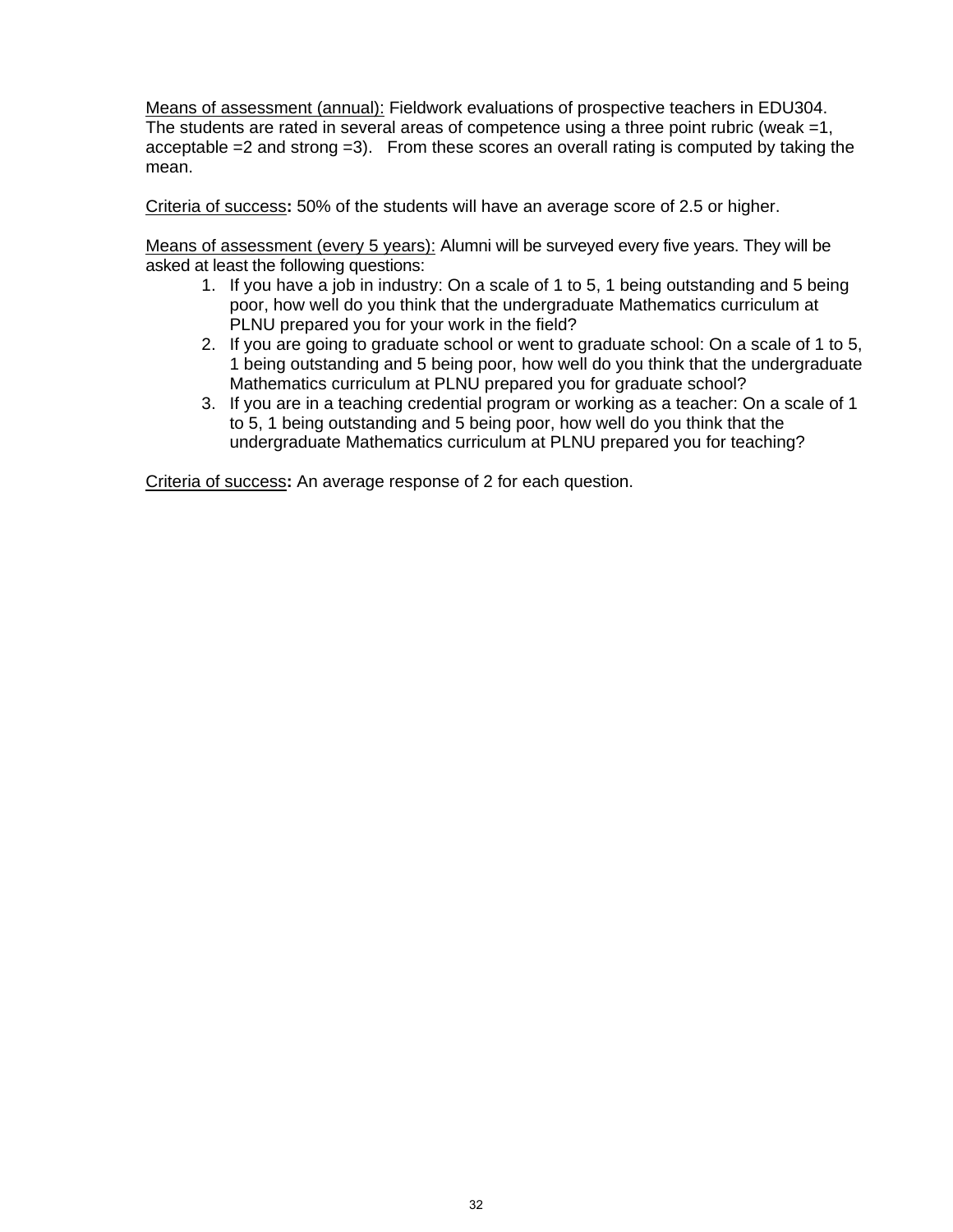<u>Means of assessment (annual):</u> Fieldwork evaluations of prospective teachers in EDU304. The students are rated in several areas of competence using a three point rubric (weak =1, acceptable =2 and strong =3). From these scores an overall rating is computed by taking the mean.

<u>Criteria of success</u>**:** 50% of the students will have an average score of 2.5 or higher.

<u>Means of assessment (every 5 years):</u> Alumni will be surveyed every five years. They will be asked at least the following questions:

1. If you have a job in industry: On a scale of 1 to 5, 1 being outstanding and 5 being poor, how well do you think that the undergraduate Mathematics curriculum at PLNU prepared you for your work in the field?
2. If you are going to graduate school or went to graduate school: On a scale of 1 to 5, 1 being outstanding and 5 being poor, how well do you think that the undergraduate Mathematics curriculum at PLNU prepared you for graduate school?
3. If you are in a teaching credential program or working as a teacher: On a scale of 1 to 5, 1 being outstanding and 5 being poor, how well do you think that the undergraduate Mathematics curriculum at PLNU prepared you for teaching?

<u>Criteria of success</u>**:** An average response of 2 for each question.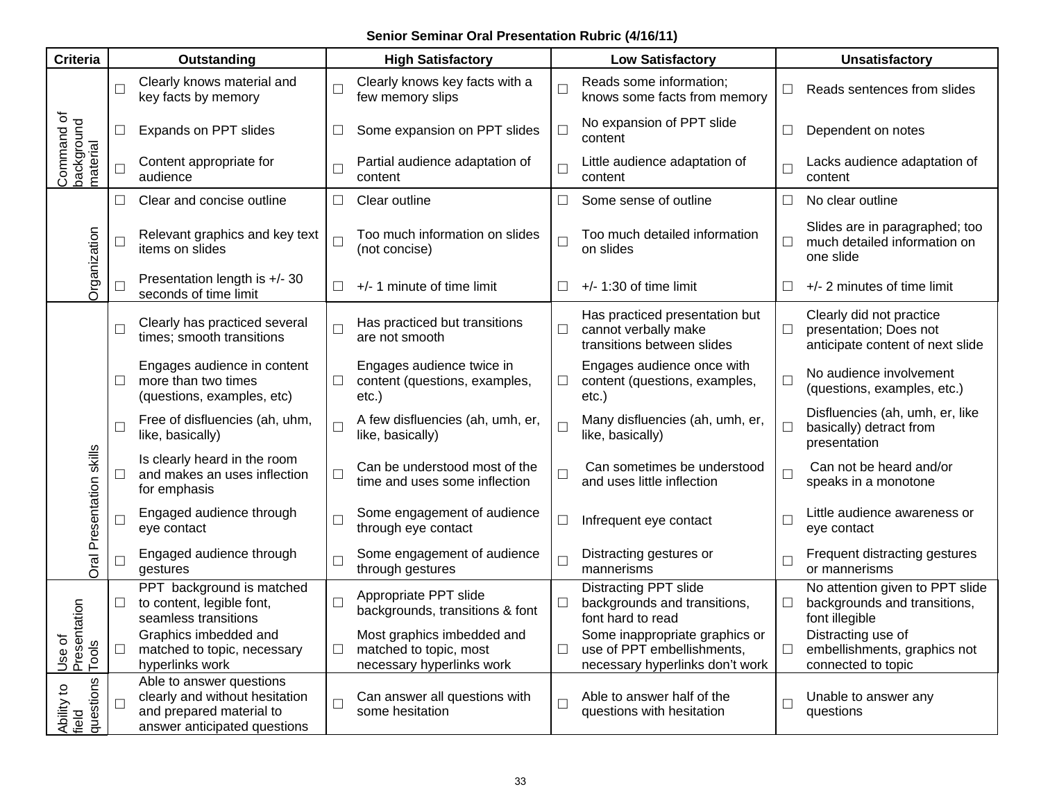**Senior Seminar Oral Presentation Rubric (4/16/11)**

| Criteria | Outstanding | High Satisfactory | Low Satisfactory | Unsatisfactory |
|---|---|---|---|---|
| Command of background material | ☐ Clearly knows material and key facts by memory | ☐ Clearly knows key facts with a few memory slips | ☐ Reads some information; knows some facts from memory | ☐ Reads sentences from slides |
| | ☐ Expands on PPT slides | ☐ Some expansion on PPT slides | ☐ No expansion of PPT slide content | ☐ Dependent on notes |
| | ☐ Content appropriate for audience | ☐ Partial audience adaptation of content | ☐ Little audience adaptation of content | ☐ Lacks audience adaptation of content |
| Organization | ☐ Clear and concise outline | ☐ Clear outline | ☐ Some sense of outline | ☐ No clear outline |
| | ☐ Relevant graphics and key text items on slides | ☐ Too much information on slides (not concise) | ☐ Too much detailed information on slides | ☐ Slides are in paragraphed; too much detailed information on one slide |
| | ☐ Presentation length is +/- 30 seconds of time limit | ☐ +/- 1 minute of time limit | ☐ +/- 1:30 of time limit | ☐ +/- 2 minutes of time limit |
| Oral Presentation skills | ☐ Clearly has practiced several times; smooth transitions | ☐ Has practiced but transitions are not smooth | ☐ Has practiced presentation but cannot verbally make transitions between slides | ☐ Clearly did not practice presentation; Does not anticipate content of next slide |
| | ☐ Engages audience in content more than two times (questions, examples, etc) | ☐ Engages audience twice in content (questions, examples, etc.) | ☐ Engages audience once with content (questions, examples, etc.) | ☐ No audience involvement (questions, examples, etc.) |
| | ☐ Free of disfluencies (ah, uhm, like, basically) | ☐ A few disfluencies (ah, umh, er, like, basically) | ☐ Many disfluencies (ah, umh, er, like, basically) | ☐ Disfluencies (ah, umh, er, like basically) detract from presentation |
| | ☐ Is clearly heard in the room and makes an uses inflection for emphasis | ☐ Can be understood most of the time and uses some inflection | ☐ Can sometimes be understood and uses little inflection | ☐ Can not be heard and/or speaks in a monotone |
| | ☐ Engaged audience through eye contact | ☐ Some engagement of audience through eye contact | ☐ Infrequent eye contact | ☐ Little audience awareness or eye contact |
| | ☐ Engaged audience through gestures | ☐ Some engagement of audience through gestures | ☐ Distracting gestures or mannerisms | ☐ Frequent distracting gestures or mannerisms |
| Use of Presentation Tools | ☐ PPT background is matched to content, legible font, seamless transitions | ☐ Appropriate PPT slide backgrounds, transitions & font | ☐ Distracting PPT slide backgrounds and transitions, font hard to read | ☐ No attention given to PPT slide backgrounds and transitions, font illegible |
| | ☐ Graphics imbedded and matched to topic, necessary hyperlinks work | ☐ Most graphics imbedded and matched to topic, most necessary hyperlinks work | ☐ Some inappropriate graphics or use of PPT embellishments, necessary hyperlinks don't work | ☐ Distracting use of embellishments, graphics not connected to topic |
| Ability to field questions | ☐ Able to answer questions clearly and without hesitation and prepared material to answer anticipated questions | ☐ Can answer all questions with some hesitation | ☐ Able to answer half of the questions with hesitation | ☐ Unable to answer any questions |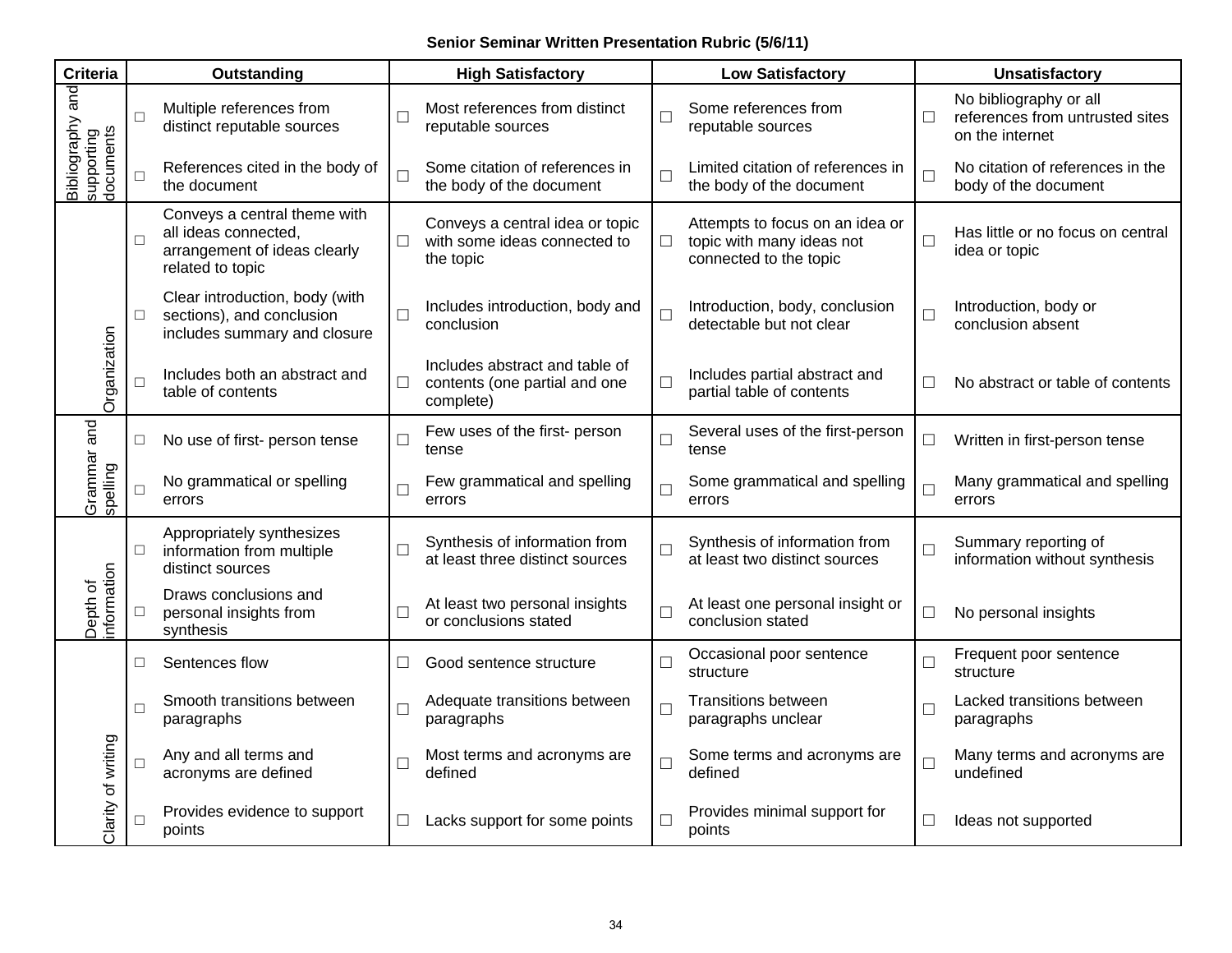**Senior Seminar Written Presentation Rubric (5/6/11)**

| Criteria | Outstanding | High Satisfactory | Low Satisfactory | Unsatisfactory |
|---|---|---|---|---|
| Bibliography and supporting documents | ☐ Multiple references from distinct reputable sources | ☐ Most references from distinct reputable sources | ☐ Some references from reputable sources | ☐ No bibliography or all references from untrusted sites on the internet |
| | ☐ References cited in the body of the document | ☐ Some citation of references in the body of the document | ☐ Limited citation of references in the body of the document | ☐ No citation of references in the body of the document |
| Organization | ☐ Conveys a central theme with all ideas connected, arrangement of ideas clearly related to topic | ☐ Conveys a central idea or topic with some ideas connected to the topic | ☐ Attempts to focus on an idea or topic with many ideas not connected to the topic | ☐ Has little or no focus on central idea or topic |
| | ☐ Clear introduction, body (with sections), and conclusion includes summary and closure | ☐ Includes introduction, body and conclusion | ☐ Introduction, body, conclusion detectable but not clear | ☐ Introduction, body or conclusion absent |
| | ☐ Includes both an abstract and table of contents | ☐ Includes abstract and table of contents (one partial and one complete) | ☐ Includes partial abstract and partial table of contents | ☐ No abstract or table of contents |
| Grammar and spelling | ☐ No use of first- person tense | ☐ Few uses of the first- person tense | ☐ Several uses of the first-person tense | ☐ Written in first-person tense |
| | ☐ No grammatical or spelling errors | ☐ Few grammatical and spelling errors | ☐ Some grammatical and spelling errors | ☐ Many grammatical and spelling errors |
| Depth of information | ☐ Appropriately synthesizes information from multiple distinct sources | ☐ Synthesis of information from at least three distinct sources | ☐ Synthesis of information from at least two distinct sources | ☐ Summary reporting of information without synthesis |
| | ☐ Draws conclusions and personal insights from synthesis | ☐ At least two personal insights or conclusions stated | ☐ At least one personal insight or conclusion stated | ☐ No personal insights |
| Clarity of writing | ☐ Sentences flow | ☐ Good sentence structure | ☐ Occasional poor sentence structure | ☐ Frequent poor sentence structure |
| | ☐ Smooth transitions between paragraphs | ☐ Adequate transitions between paragraphs | ☐ Transitions between paragraphs unclear | ☐ Lacked transitions between paragraphs |
| | ☐ Any and all terms and acronyms are defined | ☐ Most terms and acronyms are defined | ☐ Some terms and acronyms are defined | ☐ Many terms and acronyms are undefined |
| | ☐ Provides evidence to support points | ☐ Lacks support for some points | ☐ Provides minimal support for points | ☐ Ideas not supported |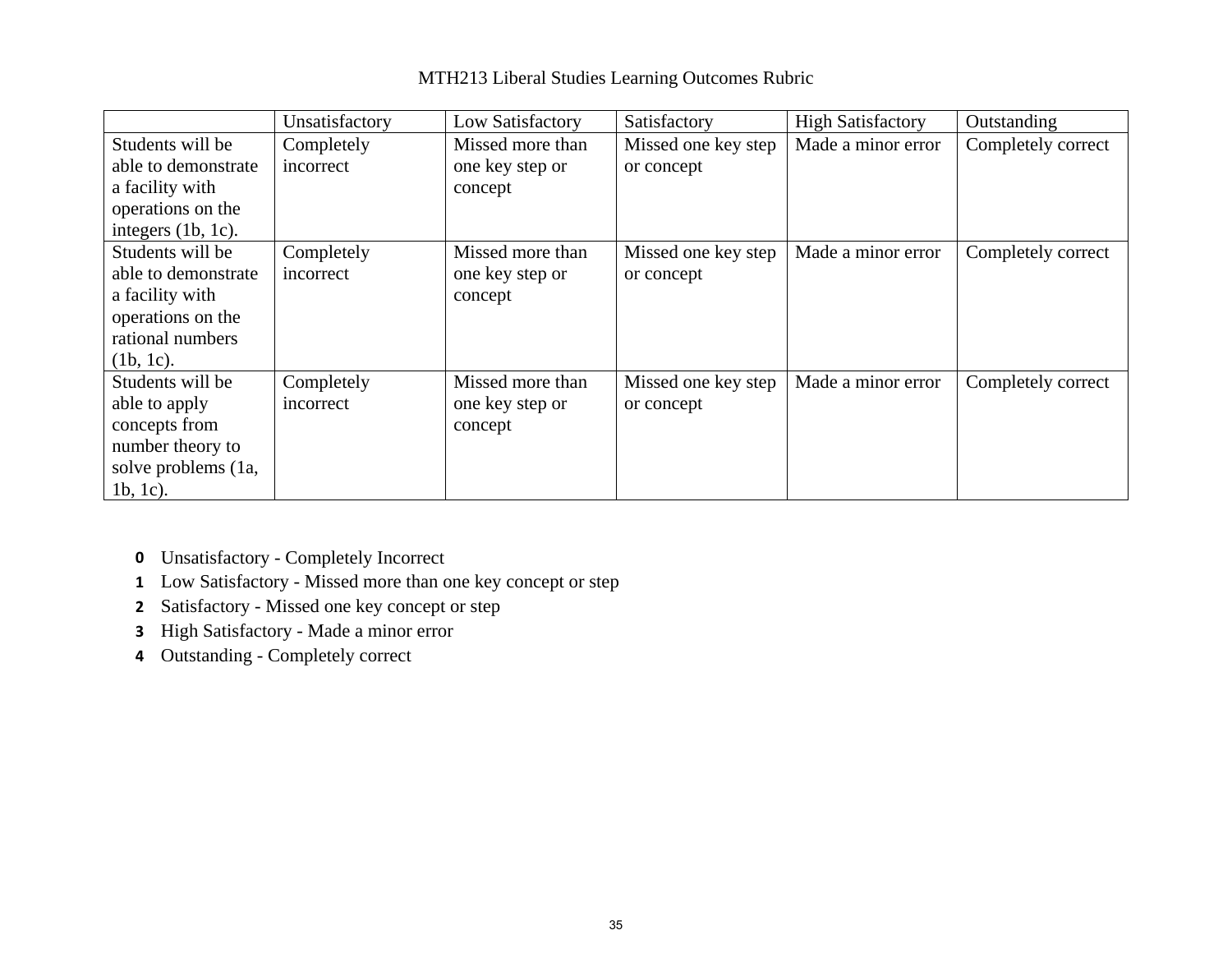MTH213 Liberal Studies Learning Outcomes Rubric

| | Unsatisfactory | Low Satisfactory | Satisfactory | High Satisfactory | Outstanding |
|---|---|---|---|---|---|
| Students will be able to demonstrate a facility with operations on the integers (1b, 1c). | Completely incorrect | Missed more than one key step or concept | Missed one key step or concept | Made a minor error | Completely correct |
| Students will be able to demonstrate a facility with operations on the rational numbers (1b, 1c). | Completely incorrect | Missed more than one key step or concept | Missed one key step or concept | Made a minor error | Completely correct |
| Students will be able to apply concepts from number theory to solve problems (1a, 1b, 1c). | Completely incorrect | Missed more than one key step or concept | Missed one key step or concept | Made a minor error | Completely correct |

- **0** Unsatisfactory - Completely Incorrect
- **1** Low Satisfactory - Missed more than one key concept or step
- **2** Satisfactory - Missed one key concept or step
- **3** High Satisfactory - Made a minor error
- **4** Outstanding - Completely correct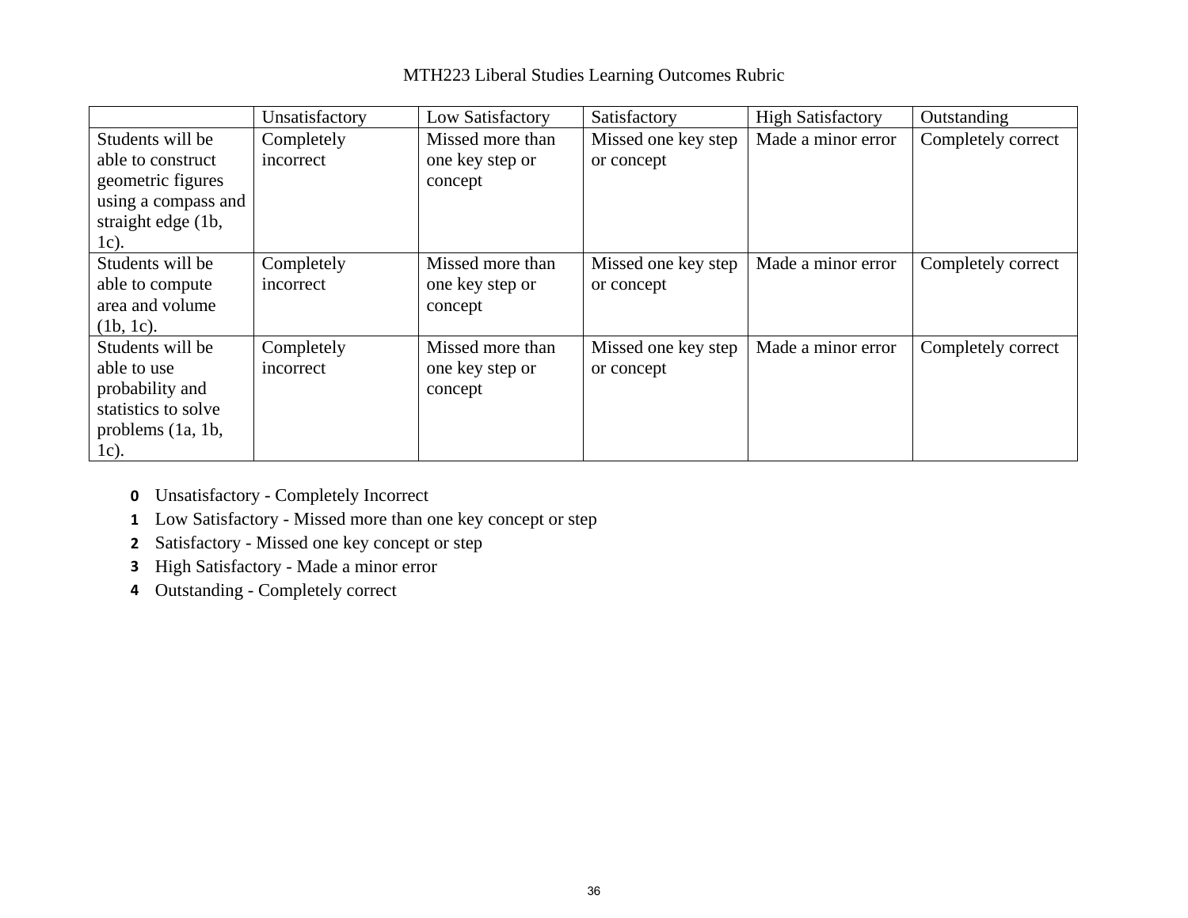MTH223 Liberal Studies Learning Outcomes Rubric

| | Unsatisfactory | Low Satisfactory | Satisfactory | High Satisfactory | Outstanding |
|---|---|---|---|---|---|
| Students will be able to construct geometric figures using a compass and straight edge (1b, 1c). | Completely incorrect | Missed more than one key step or concept | Missed one key step or concept | Made a minor error | Completely correct |
| Students will be able to compute area and volume (1b, 1c). | Completely incorrect | Missed more than one key step or concept | Missed one key step or concept | Made a minor error | Completely correct |
| Students will be able to use probability and statistics to solve problems (1a, 1b, 1c). | Completely incorrect | Missed more than one key step or concept | Missed one key step or concept | Made a minor error | Completely correct |

- **0** Unsatisfactory - Completely Incorrect
- **1** Low Satisfactory - Missed more than one key concept or step
- **2** Satisfactory - Missed one key concept or step
- **3** High Satisfactory - Made a minor error
- **4** Outstanding - Completely correct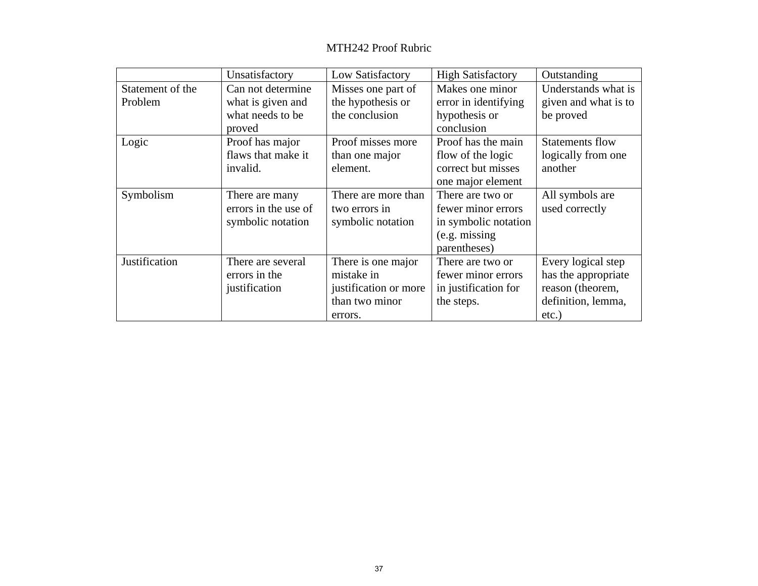MTH242 Proof Rubric

| | Unsatisfactory | Low Satisfactory | High Satisfactory | Outstanding |
|---|---|---|---|---|
| Statement of the Problem | Can not determine what is given and what needs to be proved | Misses one part of the hypothesis or the conclusion | Makes one minor error in identifying hypothesis or conclusion | Understands what is given and what is to be proved |
| Logic | Proof has major flaws that make it invalid. | Proof misses more than one major element. | Proof has the main flow of the logic correct but misses one major element | Statements flow logically from one another |
| Symbolism | There are many errors in the use of symbolic notation | There are more than two errors in symbolic notation | There are two or fewer minor errors in symbolic notation (e.g. missing parentheses) | All symbols are used correctly |
| Justification | There are several errors in the justification | There is one major mistake in justification or more than two minor errors. | There are two or fewer minor errors in justification for the steps. | Every logical step has the appropriate reason (theorem, definition, lemma, etc.) |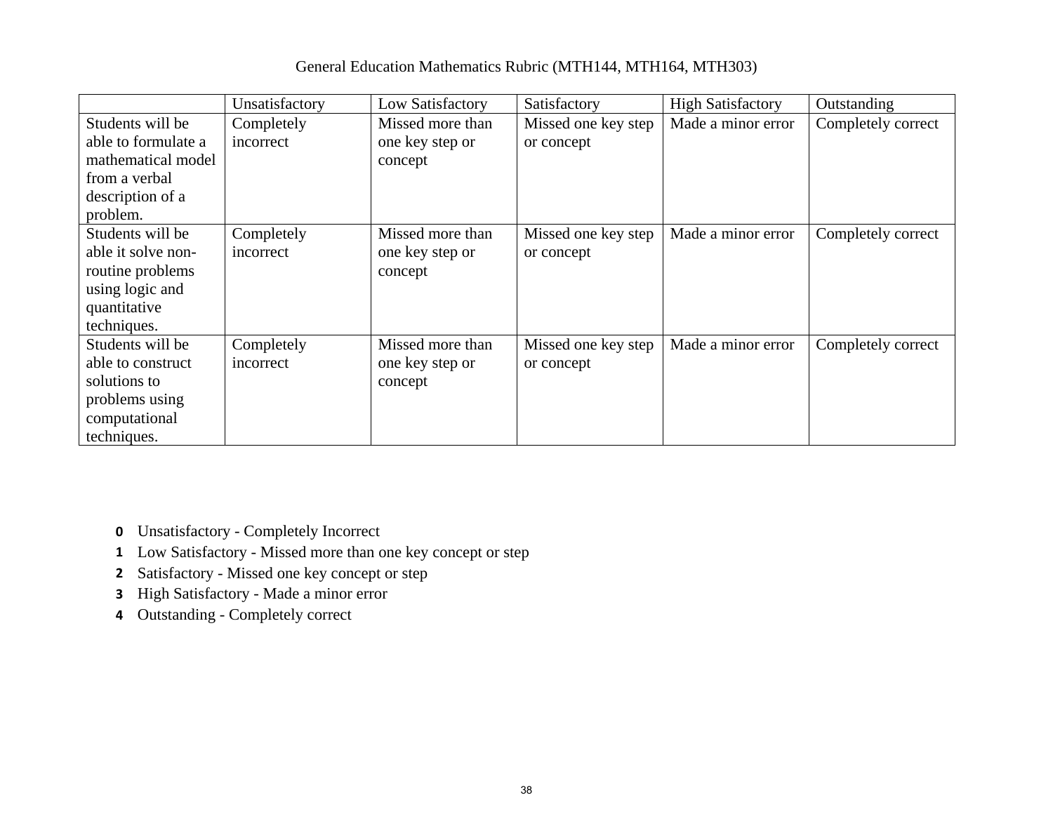General Education Mathematics Rubric (MTH144, MTH164, MTH303)

| | Unsatisfactory | Low Satisfactory | Satisfactory | High Satisfactory | Outstanding |
|---|---|---|---|---|---|
| Students will be able to formulate a mathematical model from a verbal description of a problem. | Completely incorrect | Missed more than one key step or concept | Missed one key step or concept | Made a minor error | Completely correct |
| Students will be able it solve non-routine problems using logic and quantitative techniques. | Completely incorrect | Missed more than one key step or concept | Missed one key step or concept | Made a minor error | Completely correct |
| Students will be able to construct solutions to problems using computational techniques. | Completely incorrect | Missed more than one key step or concept | Missed one key step or concept | Made a minor error | Completely correct |

- **0** Unsatisfactory - Completely Incorrect
- **1** Low Satisfactory - Missed more than one key concept or step
- **2** Satisfactory - Missed one key concept or step
- **3** High Satisfactory - Made a minor error
- **4** Outstanding - Completely correct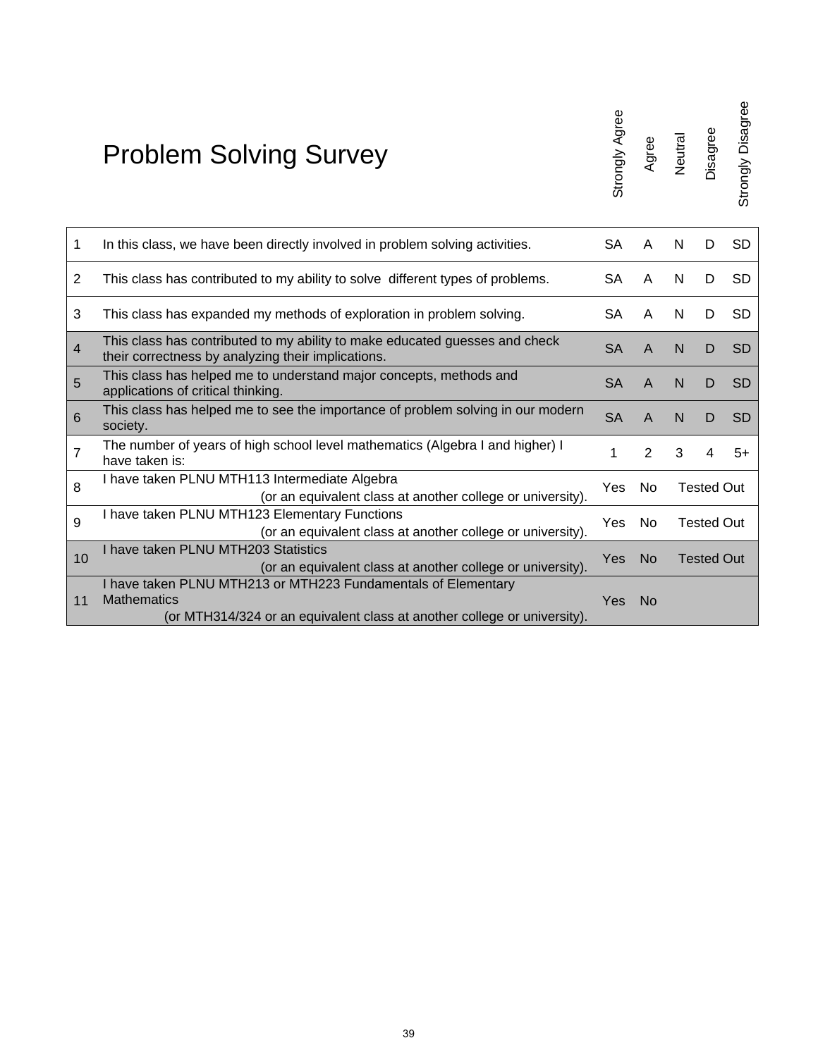# Problem Solving Survey

| | | Strongly Agree | Agree | Neutral | Disagree | Strongly Disagree |
|---|---|---|---|---|---|---|
| 1 | In this class, we have been directly involved in problem solving activities. | SA | A | N | D | SD |
| 2 | This class has contributed to my ability to solve different types of problems. | SA | A | N | D | SD |
| 3 | This class has expanded my methods of exploration in problem solving. | SA | A | N | D | SD |
| 4 | This class has contributed to my ability to make educated guesses and check their correctness by analyzing their implications. | SA | A | N | D | SD |
| 5 | This class has helped me to understand major concepts, methods and applications of critical thinking. | SA | A | N | D | SD |
| 6 | This class has helped me to see the importance of problem solving in our modern society. | SA | A | N | D | SD |
| 7 | The number of years of high school level mathematics (Algebra I and higher) I have taken is: | 1 | 2 | 3 | 4 | 5+ |
| 8 | I have taken PLNU MTH113 Intermediate Algebra (or an equivalent class at another college or university). | Yes | No | Tested Out | | |
| 9 | I have taken PLNU MTH123 Elementary Functions (or an equivalent class at another college or university). | Yes | No | Tested Out | | |
| 10 | I have taken PLNU MTH203 Statistics (or an equivalent class at another college or university). | Yes | No | Tested Out | | |
| 11 | I have taken PLNU MTH213 or MTH223 Fundamentals of Elementary Mathematics (or MTH314/324 or an equivalent class at another college or university). | Yes | No | | | |